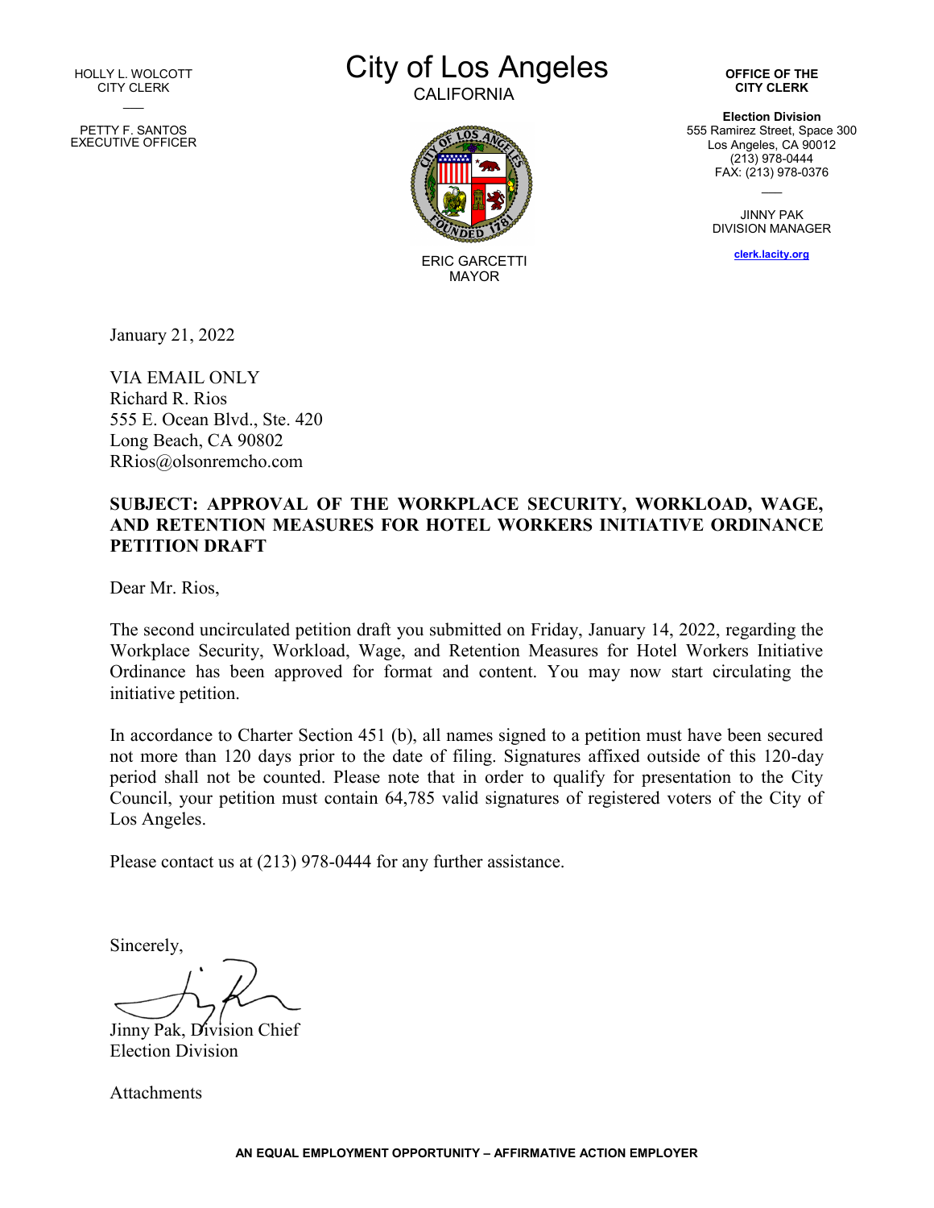HOLLY L. WOLCOTT
CITY CLERK

PETTY F. SANTOS
EXECUTIVE OFFICER

# City of Los Angeles

CALIFORNIA

ERIC GARCETTI
MAYOR

**OFFICE OF THE CITY CLERK**

**Election Division**
555 Ramirez Street, Space 300
Los Angeles, CA 90012
(213) 978-0444
FAX: (213) 978-0376

JINNY PAK
DIVISION MANAGER

clerk.lacity.org

January 21, 2022

VIA EMAIL ONLY
Richard R. Rios
555 E. Ocean Blvd., Ste. 420
Long Beach, CA 90802
RRios@olsonremcho.com

**SUBJECT: APPROVAL OF THE WORKPLACE SECURITY, WORKLOAD, WAGE, AND RETENTION MEASURES FOR HOTEL WORKERS INITIATIVE ORDINANCE PETITION DRAFT**

Dear Mr. Rios,

The second uncirculated petition draft you submitted on Friday, January 14, 2022, regarding the Workplace Security, Workload, Wage, and Retention Measures for Hotel Workers Initiative Ordinance has been approved for format and content. You may now start circulating the initiative petition.

In accordance to Charter Section 451 (b), all names signed to a petition must have been secured not more than 120 days prior to the date of filing. Signatures affixed outside of this 120-day period shall not be counted. Please note that in order to qualify for presentation to the City Council, your petition must contain 64,785 valid signatures of registered voters of the City of Los Angeles.

Please contact us at (213) 978-0444 for any further assistance.

Sincerely,

Jinny Pak, Division Chief
Election Division

Attachments

AN EQUAL EMPLOYMENT OPPORTUNITY – AFFIRMATIVE ACTION EMPLOYER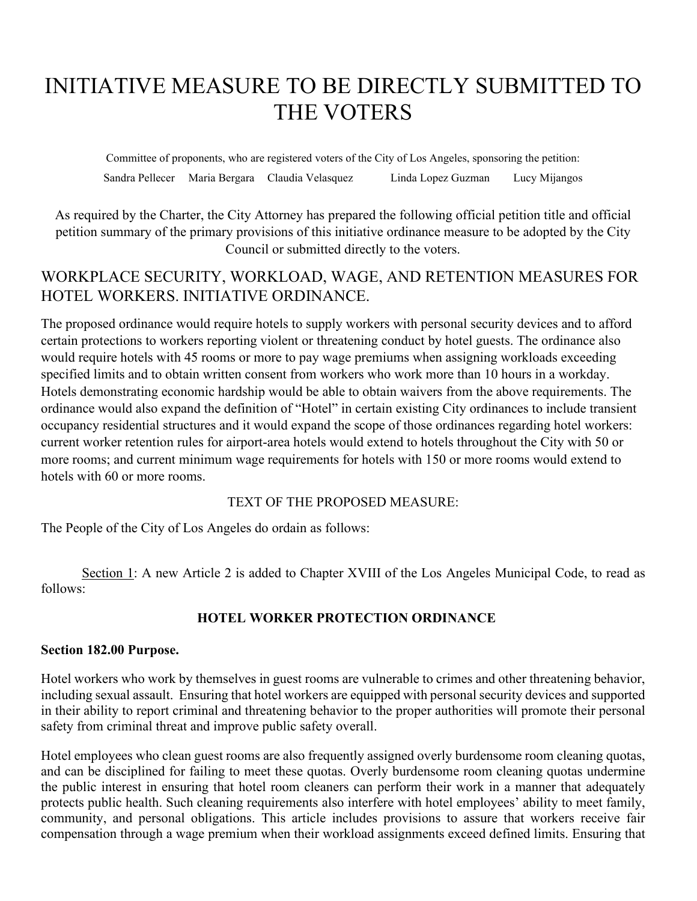# INITIATIVE MEASURE TO BE DIRECTLY SUBMITTED TO THE VOTERS

Committee of proponents, who are registered voters of the City of Los Angeles, sponsoring the petition:

Sandra Pellecer Maria Bergara Claudia Velasquez Linda Lopez Guzman Lucy Mijangos

As required by the Charter, the City Attorney has prepared the following official petition title and official petition summary of the primary provisions of this initiative ordinance measure to be adopted by the City Council or submitted directly to the voters.

## WORKPLACE SECURITY, WORKLOAD, WAGE, AND RETENTION MEASURES FOR HOTEL WORKERS. INITIATIVE ORDINANCE.

The proposed ordinance would require hotels to supply workers with personal security devices and to afford certain protections to workers reporting violent or threatening conduct by hotel guests. The ordinance also would require hotels with 45 rooms or more to pay wage premiums when assigning workloads exceeding specified limits and to obtain written consent from workers who work more than 10 hours in a workday. Hotels demonstrating economic hardship would be able to obtain waivers from the above requirements. The ordinance would also expand the definition of "Hotel" in certain existing City ordinances to include transient occupancy residential structures and it would expand the scope of those ordinances regarding hotel workers: current worker retention rules for airport-area hotels would extend to hotels throughout the City with 50 or more rooms; and current minimum wage requirements for hotels with 150 or more rooms would extend to hotels with 60 or more rooms.

TEXT OF THE PROPOSED MEASURE:

The People of the City of Los Angeles do ordain as follows:

Section 1: A new Article 2 is added to Chapter XVIII of the Los Angeles Municipal Code, to read as follows:

**HOTEL WORKER PROTECTION ORDINANCE**

**Section 182.00 Purpose.**

Hotel workers who work by themselves in guest rooms are vulnerable to crimes and other threatening behavior, including sexual assault. Ensuring that hotel workers are equipped with personal security devices and supported in their ability to report criminal and threatening behavior to the proper authorities will promote their personal safety from criminal threat and improve public safety overall.

Hotel employees who clean guest rooms are also frequently assigned overly burdensome room cleaning quotas, and can be disciplined for failing to meet these quotas. Overly burdensome room cleaning quotas undermine the public interest in ensuring that hotel room cleaners can perform their work in a manner that adequately protects public health. Such cleaning requirements also interfere with hotel employees' ability to meet family, community, and personal obligations. This article includes provisions to assure that workers receive fair compensation through a wage premium when their workload assignments exceed defined limits. Ensuring that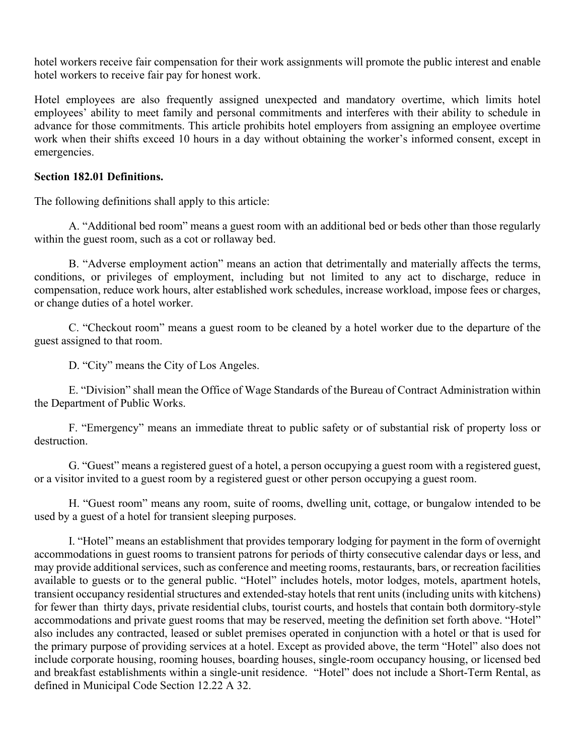hotel workers receive fair compensation for their work assignments will promote the public interest and enable hotel workers to receive fair pay for honest work.

Hotel employees are also frequently assigned unexpected and mandatory overtime, which limits hotel employees' ability to meet family and personal commitments and interferes with their ability to schedule in advance for those commitments. This article prohibits hotel employers from assigning an employee overtime work when their shifts exceed 10 hours in a day without obtaining the worker's informed consent, except in emergencies.

**Section 182.01 Definitions.**

The following definitions shall apply to this article:

A. "Additional bed room" means a guest room with an additional bed or beds other than those regularly within the guest room, such as a cot or rollaway bed.

B. "Adverse employment action" means an action that detrimentally and materially affects the terms, conditions, or privileges of employment, including but not limited to any act to discharge, reduce in compensation, reduce work hours, alter established work schedules, increase workload, impose fees or charges, or change duties of a hotel worker.

C. "Checkout room" means a guest room to be cleaned by a hotel worker due to the departure of the guest assigned to that room.

D. "City" means the City of Los Angeles.

E. "Division" shall mean the Office of Wage Standards of the Bureau of Contract Administration within the Department of Public Works.

F. "Emergency" means an immediate threat to public safety or of substantial risk of property loss or destruction.

G. "Guest" means a registered guest of a hotel, a person occupying a guest room with a registered guest, or a visitor invited to a guest room by a registered guest or other person occupying a guest room.

H. "Guest room" means any room, suite of rooms, dwelling unit, cottage, or bungalow intended to be used by a guest of a hotel for transient sleeping purposes.

I. "Hotel" means an establishment that provides temporary lodging for payment in the form of overnight accommodations in guest rooms to transient patrons for periods of thirty consecutive calendar days or less, and may provide additional services, such as conference and meeting rooms, restaurants, bars, or recreation facilities available to guests or to the general public. "Hotel" includes hotels, motor lodges, motels, apartment hotels, transient occupancy residential structures and extended-stay hotels that rent units (including units with kitchens) for fewer than thirty days, private residential clubs, tourist courts, and hostels that contain both dormitory-style accommodations and private guest rooms that may be reserved, meeting the definition set forth above. "Hotel" also includes any contracted, leased or sublet premises operated in conjunction with a hotel or that is used for the primary purpose of providing services at a hotel. Except as provided above, the term "Hotel" also does not include corporate housing, rooming houses, boarding houses, single-room occupancy housing, or licensed bed and breakfast establishments within a single-unit residence. "Hotel" does not include a Short-Term Rental, as defined in Municipal Code Section 12.22 A 32.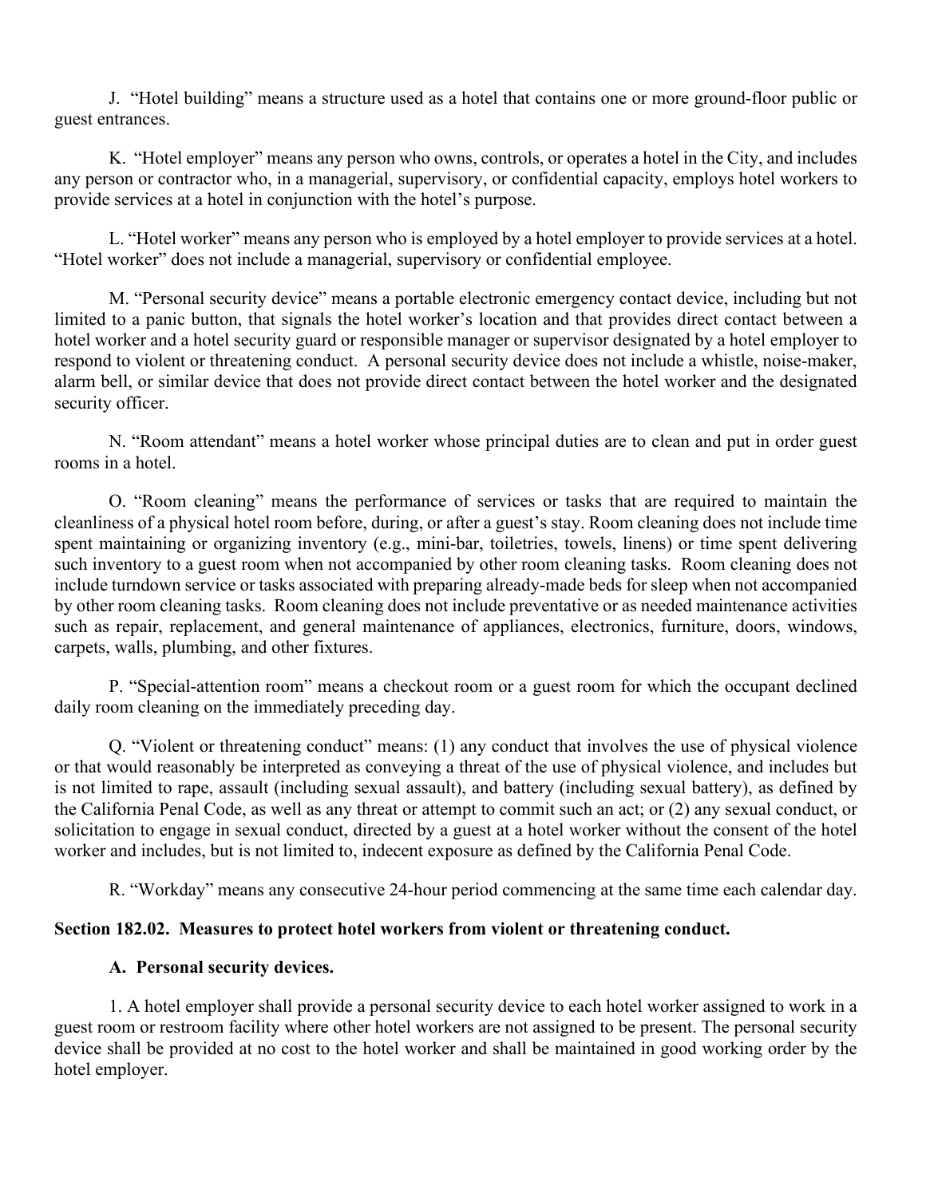J. "Hotel building" means a structure used as a hotel that contains one or more ground-floor public or guest entrances.

K. "Hotel employer" means any person who owns, controls, or operates a hotel in the City, and includes any person or contractor who, in a managerial, supervisory, or confidential capacity, employs hotel workers to provide services at a hotel in conjunction with the hotel's purpose.

L. "Hotel worker" means any person who is employed by a hotel employer to provide services at a hotel. "Hotel worker" does not include a managerial, supervisory or confidential employee.

M. "Personal security device" means a portable electronic emergency contact device, including but not limited to a panic button, that signals the hotel worker's location and that provides direct contact between a hotel worker and a hotel security guard or responsible manager or supervisor designated by a hotel employer to respond to violent or threatening conduct. A personal security device does not include a whistle, noise-maker, alarm bell, or similar device that does not provide direct contact between the hotel worker and the designated security officer.

N. "Room attendant" means a hotel worker whose principal duties are to clean and put in order guest rooms in a hotel.

O. "Room cleaning" means the performance of services or tasks that are required to maintain the cleanliness of a physical hotel room before, during, or after a guest's stay. Room cleaning does not include time spent maintaining or organizing inventory (e.g., mini-bar, toiletries, towels, linens) or time spent delivering such inventory to a guest room when not accompanied by other room cleaning tasks. Room cleaning does not include turndown service or tasks associated with preparing already-made beds for sleep when not accompanied by other room cleaning tasks. Room cleaning does not include preventative or as needed maintenance activities such as repair, replacement, and general maintenance of appliances, electronics, furniture, doors, windows, carpets, walls, plumbing, and other fixtures.

P. "Special-attention room" means a checkout room or a guest room for which the occupant declined daily room cleaning on the immediately preceding day.

Q. "Violent or threatening conduct" means: (1) any conduct that involves the use of physical violence or that would reasonably be interpreted as conveying a threat of the use of physical violence, and includes but is not limited to rape, assault (including sexual assault), and battery (including sexual battery), as defined by the California Penal Code, as well as any threat or attempt to commit such an act; or (2) any sexual conduct, or solicitation to engage in sexual conduct, directed by a guest at a hotel worker without the consent of the hotel worker and includes, but is not limited to, indecent exposure as defined by the California Penal Code.

R. "Workday" means any consecutive 24-hour period commencing at the same time each calendar day.

**Section 182.02. Measures to protect hotel workers from violent or threatening conduct.**

**A. Personal security devices.**

1. A hotel employer shall provide a personal security device to each hotel worker assigned to work in a guest room or restroom facility where other hotel workers are not assigned to be present. The personal security device shall be provided at no cost to the hotel worker and shall be maintained in good working order by the hotel employer.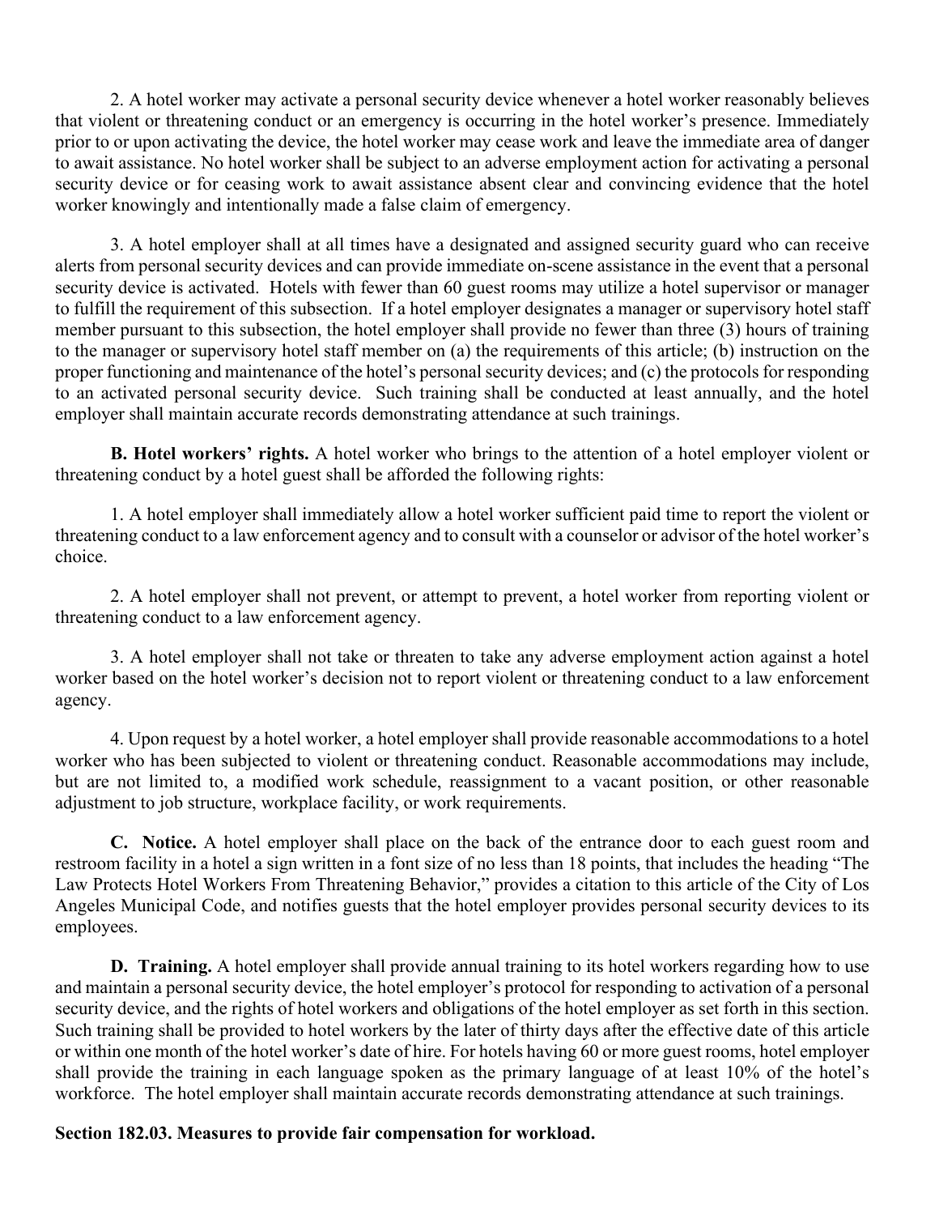2. A hotel worker may activate a personal security device whenever a hotel worker reasonably believes that violent or threatening conduct or an emergency is occurring in the hotel worker's presence. Immediately prior to or upon activating the device, the hotel worker may cease work and leave the immediate area of danger to await assistance. No hotel worker shall be subject to an adverse employment action for activating a personal security device or for ceasing work to await assistance absent clear and convincing evidence that the hotel worker knowingly and intentionally made a false claim of emergency.

3. A hotel employer shall at all times have a designated and assigned security guard who can receive alerts from personal security devices and can provide immediate on-scene assistance in the event that a personal security device is activated. Hotels with fewer than 60 guest rooms may utilize a hotel supervisor or manager to fulfill the requirement of this subsection. If a hotel employer designates a manager or supervisory hotel staff member pursuant to this subsection, the hotel employer shall provide no fewer than three (3) hours of training to the manager or supervisory hotel staff member on (a) the requirements of this article; (b) instruction on the proper functioning and maintenance of the hotel's personal security devices; and (c) the protocols for responding to an activated personal security device. Such training shall be conducted at least annually, and the hotel employer shall maintain accurate records demonstrating attendance at such trainings.

**B. Hotel workers' rights.** A hotel worker who brings to the attention of a hotel employer violent or threatening conduct by a hotel guest shall be afforded the following rights:

1. A hotel employer shall immediately allow a hotel worker sufficient paid time to report the violent or threatening conduct to a law enforcement agency and to consult with a counselor or advisor of the hotel worker's choice.

2. A hotel employer shall not prevent, or attempt to prevent, a hotel worker from reporting violent or threatening conduct to a law enforcement agency.

3. A hotel employer shall not take or threaten to take any adverse employment action against a hotel worker based on the hotel worker's decision not to report violent or threatening conduct to a law enforcement agency.

4. Upon request by a hotel worker, a hotel employer shall provide reasonable accommodations to a hotel worker who has been subjected to violent or threatening conduct. Reasonable accommodations may include, but are not limited to, a modified work schedule, reassignment to a vacant position, or other reasonable adjustment to job structure, workplace facility, or work requirements.

**C. Notice.** A hotel employer shall place on the back of the entrance door to each guest room and restroom facility in a hotel a sign written in a font size of no less than 18 points, that includes the heading "The Law Protects Hotel Workers From Threatening Behavior," provides a citation to this article of the City of Los Angeles Municipal Code, and notifies guests that the hotel employer provides personal security devices to its employees.

**D. Training.** A hotel employer shall provide annual training to its hotel workers regarding how to use and maintain a personal security device, the hotel employer's protocol for responding to activation of a personal security device, and the rights of hotel workers and obligations of the hotel employer as set forth in this section. Such training shall be provided to hotel workers by the later of thirty days after the effective date of this article or within one month of the hotel worker's date of hire. For hotels having 60 or more guest rooms, hotel employer shall provide the training in each language spoken as the primary language of at least 10% of the hotel's workforce. The hotel employer shall maintain accurate records demonstrating attendance at such trainings.

**Section 182.03. Measures to provide fair compensation for workload.**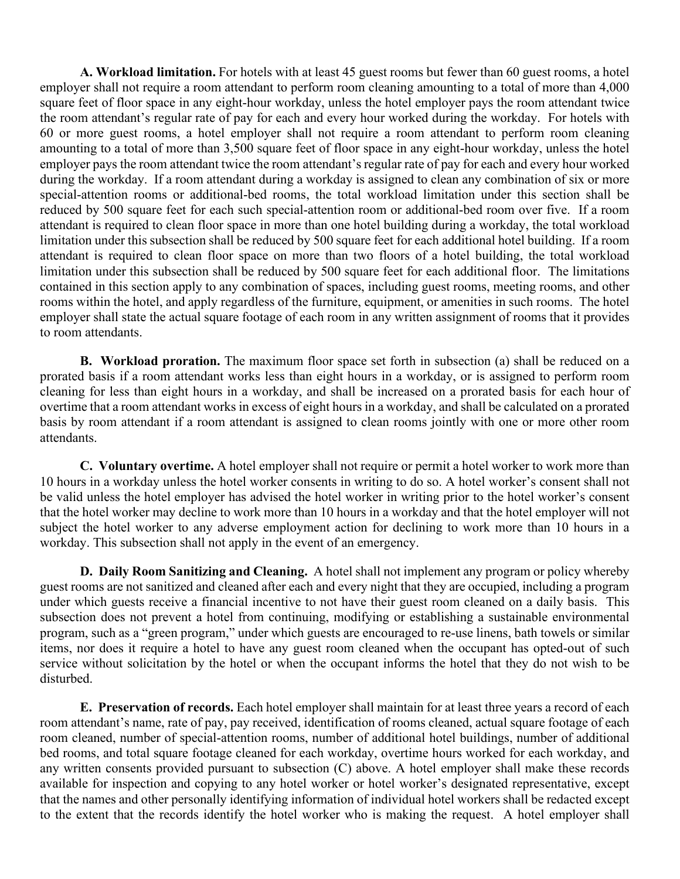**A. Workload limitation.** For hotels with at least 45 guest rooms but fewer than 60 guest rooms, a hotel employer shall not require a room attendant to perform room cleaning amounting to a total of more than 4,000 square feet of floor space in any eight-hour workday, unless the hotel employer pays the room attendant twice the room attendant's regular rate of pay for each and every hour worked during the workday. For hotels with 60 or more guest rooms, a hotel employer shall not require a room attendant to perform room cleaning amounting to a total of more than 3,500 square feet of floor space in any eight-hour workday, unless the hotel employer pays the room attendant twice the room attendant's regular rate of pay for each and every hour worked during the workday. If a room attendant during a workday is assigned to clean any combination of six or more special-attention rooms or additional-bed rooms, the total workload limitation under this section shall be reduced by 500 square feet for each such special-attention room or additional-bed room over five. If a room attendant is required to clean floor space in more than one hotel building during a workday, the total workload limitation under this subsection shall be reduced by 500 square feet for each additional hotel building. If a room attendant is required to clean floor space on more than two floors of a hotel building, the total workload limitation under this subsection shall be reduced by 500 square feet for each additional floor. The limitations contained in this section apply to any combination of spaces, including guest rooms, meeting rooms, and other rooms within the hotel, and apply regardless of the furniture, equipment, or amenities in such rooms. The hotel employer shall state the actual square footage of each room in any written assignment of rooms that it provides to room attendants.

**B. Workload proration.** The maximum floor space set forth in subsection (a) shall be reduced on a prorated basis if a room attendant works less than eight hours in a workday, or is assigned to perform room cleaning for less than eight hours in a workday, and shall be increased on a prorated basis for each hour of overtime that a room attendant works in excess of eight hours in a workday, and shall be calculated on a prorated basis by room attendant if a room attendant is assigned to clean rooms jointly with one or more other room attendants.

**C. Voluntary overtime.** A hotel employer shall not require or permit a hotel worker to work more than 10 hours in a workday unless the hotel worker consents in writing to do so. A hotel worker's consent shall not be valid unless the hotel employer has advised the hotel worker in writing prior to the hotel worker's consent that the hotel worker may decline to work more than 10 hours in a workday and that the hotel employer will not subject the hotel worker to any adverse employment action for declining to work more than 10 hours in a workday. This subsection shall not apply in the event of an emergency.

**D. Daily Room Sanitizing and Cleaning.** A hotel shall not implement any program or policy whereby guest rooms are not sanitized and cleaned after each and every night that they are occupied, including a program under which guests receive a financial incentive to not have their guest room cleaned on a daily basis. This subsection does not prevent a hotel from continuing, modifying or establishing a sustainable environmental program, such as a "green program," under which guests are encouraged to re-use linens, bath towels or similar items, nor does it require a hotel to have any guest room cleaned when the occupant has opted-out of such service without solicitation by the hotel or when the occupant informs the hotel that they do not wish to be disturbed.

**E. Preservation of records.** Each hotel employer shall maintain for at least three years a record of each room attendant's name, rate of pay, pay received, identification of rooms cleaned, actual square footage of each room cleaned, number of special-attention rooms, number of additional hotel buildings, number of additional bed rooms, and total square footage cleaned for each workday, overtime hours worked for each workday, and any written consents provided pursuant to subsection (C) above. A hotel employer shall make these records available for inspection and copying to any hotel worker or hotel worker's designated representative, except that the names and other personally identifying information of individual hotel workers shall be redacted except to the extent that the records identify the hotel worker who is making the request. A hotel employer shall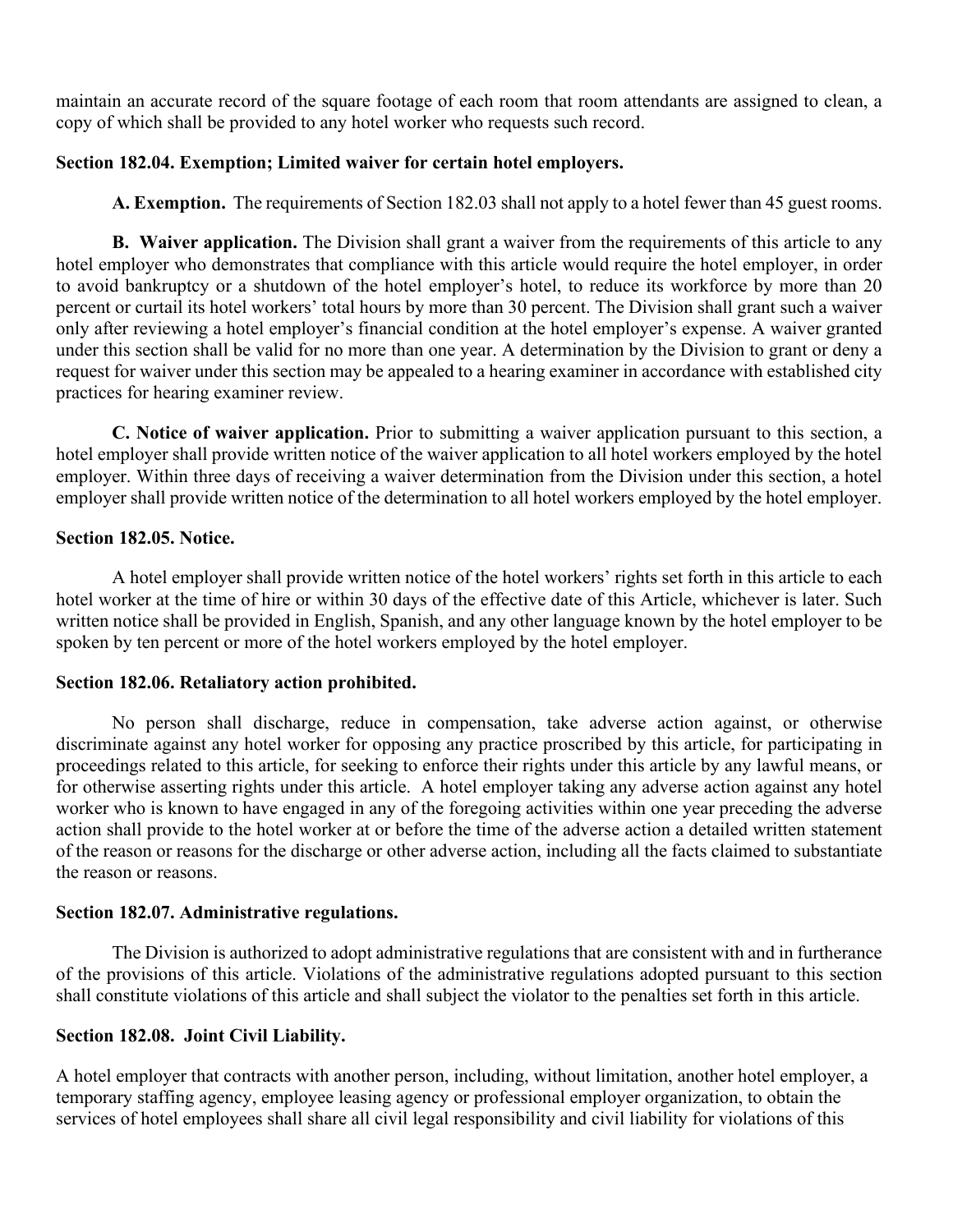maintain an accurate record of the square footage of each room that room attendants are assigned to clean, a copy of which shall be provided to any hotel worker who requests such record.

**Section 182.04. Exemption; Limited waiver for certain hotel employers.**

**A. Exemption.** The requirements of Section 182.03 shall not apply to a hotel fewer than 45 guest rooms.

**B. Waiver application.** The Division shall grant a waiver from the requirements of this article to any hotel employer who demonstrates that compliance with this article would require the hotel employer, in order to avoid bankruptcy or a shutdown of the hotel employer's hotel, to reduce its workforce by more than 20 percent or curtail its hotel workers' total hours by more than 30 percent. The Division shall grant such a waiver only after reviewing a hotel employer's financial condition at the hotel employer's expense. A waiver granted under this section shall be valid for no more than one year. A determination by the Division to grant or deny a request for waiver under this section may be appealed to a hearing examiner in accordance with established city practices for hearing examiner review.

**C. Notice of waiver application.** Prior to submitting a waiver application pursuant to this section, a hotel employer shall provide written notice of the waiver application to all hotel workers employed by the hotel employer. Within three days of receiving a waiver determination from the Division under this section, a hotel employer shall provide written notice of the determination to all hotel workers employed by the hotel employer.

**Section 182.05. Notice.**

A hotel employer shall provide written notice of the hotel workers' rights set forth in this article to each hotel worker at the time of hire or within 30 days of the effective date of this Article, whichever is later. Such written notice shall be provided in English, Spanish, and any other language known by the hotel employer to be spoken by ten percent or more of the hotel workers employed by the hotel employer.

**Section 182.06. Retaliatory action prohibited.**

No person shall discharge, reduce in compensation, take adverse action against, or otherwise discriminate against any hotel worker for opposing any practice proscribed by this article, for participating in proceedings related to this article, for seeking to enforce their rights under this article by any lawful means, or for otherwise asserting rights under this article. A hotel employer taking any adverse action against any hotel worker who is known to have engaged in any of the foregoing activities within one year preceding the adverse action shall provide to the hotel worker at or before the time of the adverse action a detailed written statement of the reason or reasons for the discharge or other adverse action, including all the facts claimed to substantiate the reason or reasons.

**Section 182.07. Administrative regulations.**

The Division is authorized to adopt administrative regulations that are consistent with and in furtherance of the provisions of this article. Violations of the administrative regulations adopted pursuant to this section shall constitute violations of this article and shall subject the violator to the penalties set forth in this article.

**Section 182.08. Joint Civil Liability.**

A hotel employer that contracts with another person, including, without limitation, another hotel employer, a temporary staffing agency, employee leasing agency or professional employer organization, to obtain the services of hotel employees shall share all civil legal responsibility and civil liability for violations of this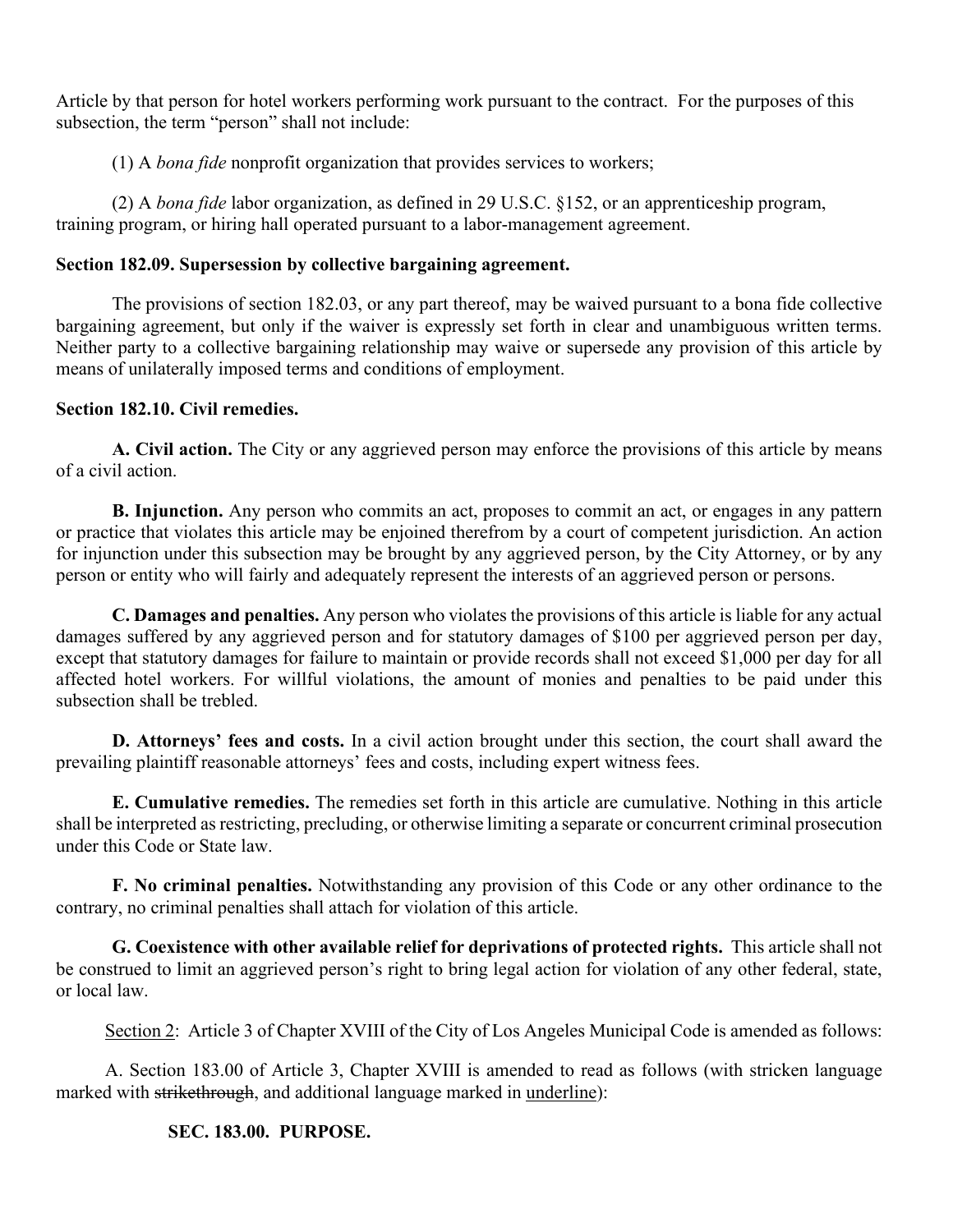Article by that person for hotel workers performing work pursuant to the contract. For the purposes of this subsection, the term "person" shall not include:

(1) A *bona fide* nonprofit organization that provides services to workers;

(2) A *bona fide* labor organization, as defined in 29 U.S.C. §152, or an apprenticeship program, training program, or hiring hall operated pursuant to a labor-management agreement.

**Section 182.09. Supersession by collective bargaining agreement.**

The provisions of section 182.03, or any part thereof, may be waived pursuant to a bona fide collective bargaining agreement, but only if the waiver is expressly set forth in clear and unambiguous written terms. Neither party to a collective bargaining relationship may waive or supersede any provision of this article by means of unilaterally imposed terms and conditions of employment.

**Section 182.10. Civil remedies.**

**A. Civil action.** The City or any aggrieved person may enforce the provisions of this article by means of a civil action.

**B. Injunction.** Any person who commits an act, proposes to commit an act, or engages in any pattern or practice that violates this article may be enjoined therefrom by a court of competent jurisdiction. An action for injunction under this subsection may be brought by any aggrieved person, by the City Attorney, or by any person or entity who will fairly and adequately represent the interests of an aggrieved person or persons.

**C. Damages and penalties.** Any person who violates the provisions of this article is liable for any actual damages suffered by any aggrieved person and for statutory damages of $100 per aggrieved person per day, except that statutory damages for failure to maintain or provide records shall not exceed $1,000 per day for all affected hotel workers. For willful violations, the amount of monies and penalties to be paid under this subsection shall be trebled.

**D. Attorneys' fees and costs.** In a civil action brought under this section, the court shall award the prevailing plaintiff reasonable attorneys' fees and costs, including expert witness fees.

**E. Cumulative remedies.** The remedies set forth in this article are cumulative. Nothing in this article shall be interpreted as restricting, precluding, or otherwise limiting a separate or concurrent criminal prosecution under this Code or State law.

**F. No criminal penalties.** Notwithstanding any provision of this Code or any other ordinance to the contrary, no criminal penalties shall attach for violation of this article.

**G. Coexistence with other available relief for deprivations of protected rights.** This article shall not be construed to limit an aggrieved person's right to bring legal action for violation of any other federal, state, or local law.

<u>Section 2</u>: Article 3 of Chapter XVIII of the City of Los Angeles Municipal Code is amended as follows:

A. Section 183.00 of Article 3, Chapter XVIII is amended to read as follows (with stricken language marked with ~~strikethrough~~, and additional language marked in <u>underline</u>):

**SEC. 183.00. PURPOSE.**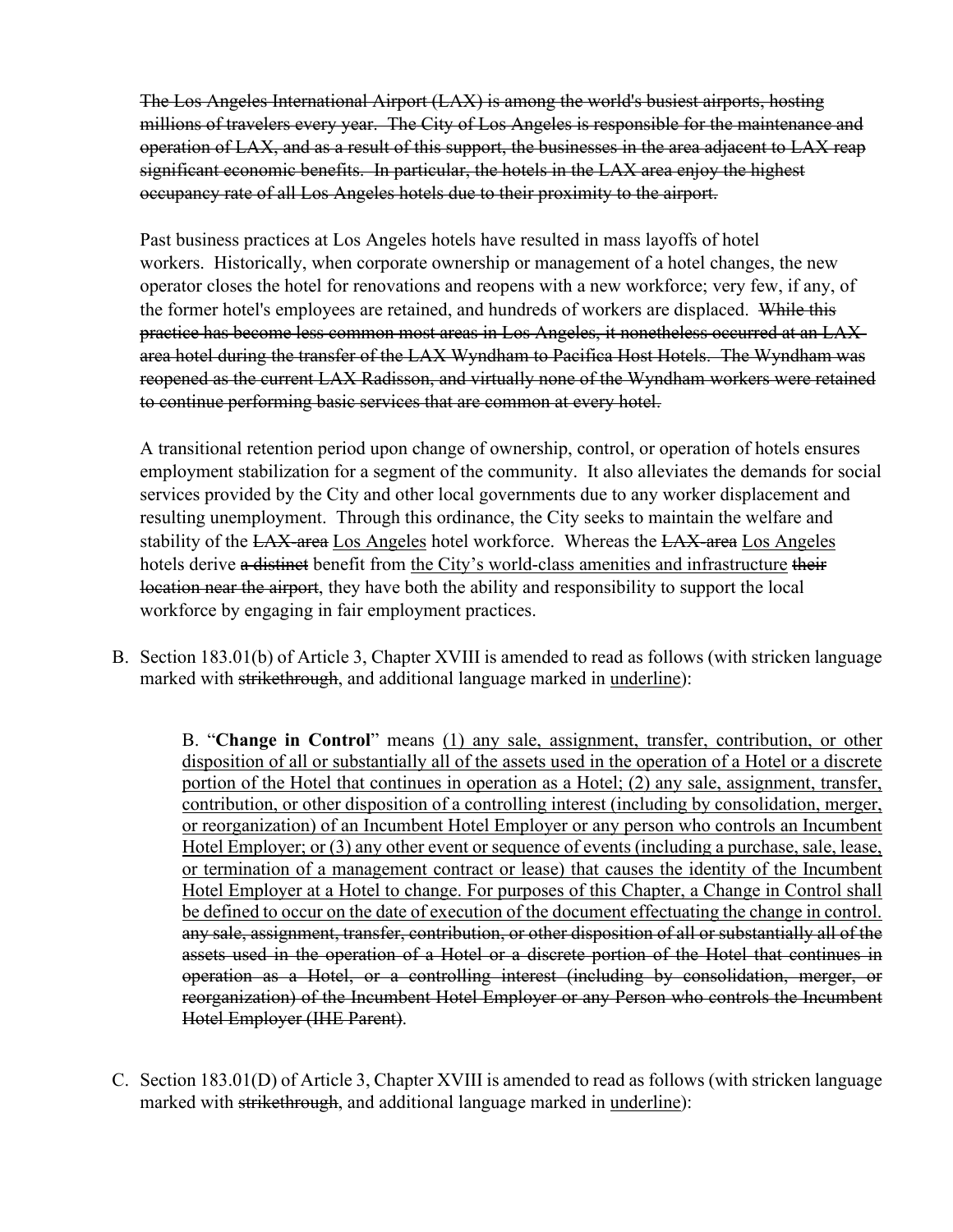~~The Los Angeles International Airport (LAX) is among the world's busiest airports, hosting millions of travelers every year. The City of Los Angeles is responsible for the maintenance and operation of LAX, and as a result of this support, the businesses in the area adjacent to LAX reap significant economic benefits. In particular, the hotels in the LAX area enjoy the highest occupancy rate of all Los Angeles hotels due to their proximity to the airport.~~

Past business practices at Los Angeles hotels have resulted in mass layoffs of hotel workers. Historically, when corporate ownership or management of a hotel changes, the new operator closes the hotel for renovations and reopens with a new workforce; very few, if any, of the former hotel's employees are retained, and hundreds of workers are displaced. ~~While this practice has become less common most areas in Los Angeles, it nonetheless occurred at an LAX-area hotel during the transfer of the LAX Wyndham to Pacifica Host Hotels. The Wyndham was reopened as the current LAX Radisson, and virtually none of the Wyndham workers were retained to continue performing basic services that are common at every hotel.~~

A transitional retention period upon change of ownership, control, or operation of hotels ensures employment stabilization for a segment of the community. It also alleviates the demands for social services provided by the City and other local governments due to any worker displacement and resulting unemployment. Through this ordinance, the City seeks to maintain the welfare and stability of the ~~LAX-area~~ <u>Los Angeles</u> hotel workforce. Whereas the ~~LAX-area~~ <u>Los Angeles</u> hotels derive ~~a distinct~~ benefit from <u>the City's world-class amenities and infrastructure</u> ~~their location near the airport~~, they have both the ability and responsibility to support the local workforce by engaging in fair employment practices.

B. Section 183.01(b) of Article 3, Chapter XVIII is amended to read as follows (with stricken language marked with ~~strikethrough~~, and additional language marked in <u>underline</u>):

> B. "**Change in Control**" means <u>(1) any sale, assignment, transfer, contribution, or other disposition of all or substantially all of the assets used in the operation of a Hotel or a discrete portion of the Hotel that continues in operation as a Hotel; (2) any sale, assignment, transfer, contribution, or other disposition of a controlling interest (including by consolidation, merger, or reorganization) of an Incumbent Hotel Employer or any person who controls an Incumbent Hotel Employer; or (3) any other event or sequence of events (including a purchase, sale, lease, or termination of a management contract or lease) that causes the identity of the Incumbent Hotel Employer at a Hotel to change. For purposes of this Chapter, a Change in Control shall be defined to occur on the date of execution of the document effectuating the change in control.</u> ~~any sale, assignment, transfer, contribution, or other disposition of all or substantially all of the assets used in the operation of a Hotel or a discrete portion of the Hotel that continues in operation as a Hotel, or a controlling interest (including by consolidation, merger, or reorganization) of the Incumbent Hotel Employer or any Person who controls the Incumbent Hotel Employer (IHE Parent)~~.

C. Section 183.01(D) of Article 3, Chapter XVIII is amended to read as follows (with stricken language marked with ~~strikethrough~~, and additional language marked in <u>underline</u>):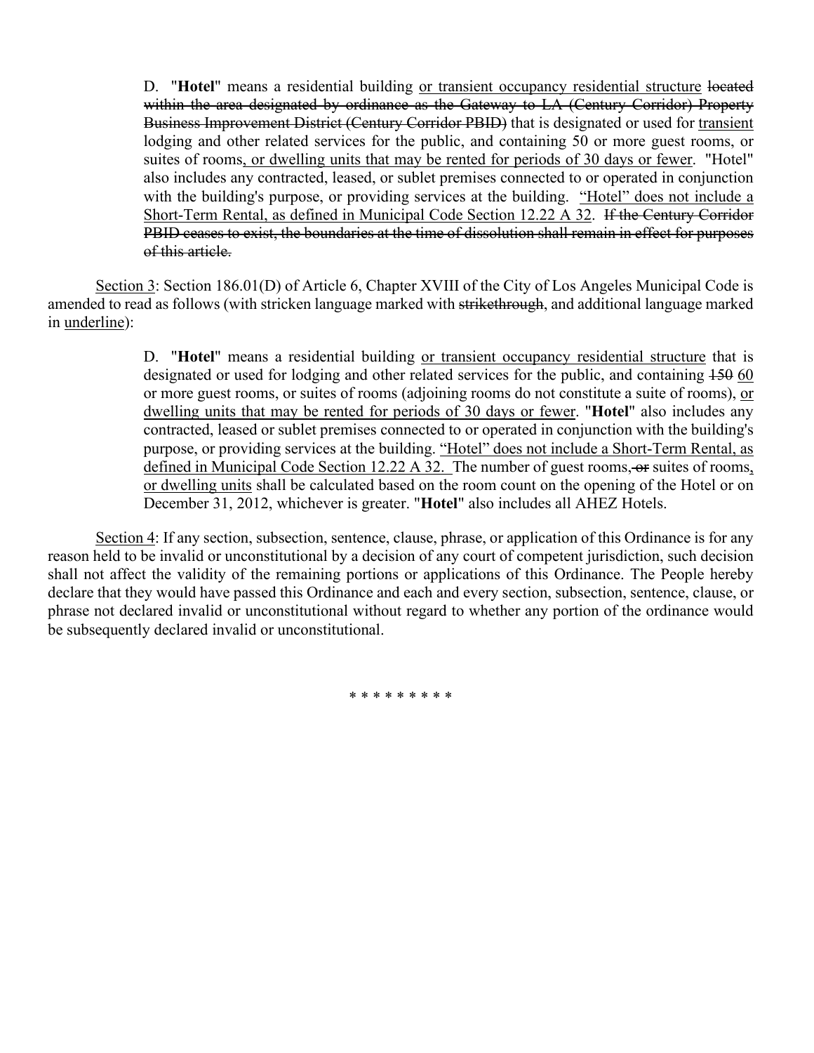D. "**Hotel**" means a residential building <u>or transient occupancy residential structure</u> ~~located within the area designated by ordinance as the Gateway to LA (Century Corridor) Property Business Improvement District (Century Corridor PBID)~~ that is designated or used for <u>transient</u> lodging and other related services for the public, and containing 50 or more guest rooms, or suites of rooms<u>, or dwelling units that may be rented for periods of 30 days or fewer</u>. "Hotel" also includes any contracted, leased, or sublet premises connected to or operated in conjunction with the building's purpose, or providing services at the building. <u>"Hotel" does not include a Short-Term Rental, as defined in Municipal Code Section 12.22 A 32</u>. ~~If the Century Corridor PBID ceases to exist, the boundaries at the time of dissolution shall remain in effect for purposes of this article.~~

<u>Section 3</u>: Section 186.01(D) of Article 6, Chapter XVIII of the City of Los Angeles Municipal Code is amended to read as follows (with stricken language marked with ~~strikethrough~~, and additional language marked in <u>underline</u>):

D. "**Hotel**" means a residential building <u>or transient occupancy residential structure</u> that is designated or used for lodging and other related services for the public, and containing ~~150~~ <u>60</u> or more guest rooms, or suites of rooms (adjoining rooms do not constitute a suite of rooms), <u>or dwelling units that may be rented for periods of 30 days or fewer</u>. "**Hotel**" also includes any contracted, leased or sublet premises connected to or operated in conjunction with the building's purpose, or providing services at the building. <u>"Hotel" does not include a Short-Term Rental, as defined in Municipal Code Section 12.22 A 32.</u> The number of guest rooms, ~~or~~ suites of rooms<u>, or dwelling units</u> shall be calculated based on the room count on the opening of the Hotel or on December 31, 2012, whichever is greater. "**Hotel**" also includes all AHEZ Hotels.

<u>Section 4</u>: If any section, subsection, sentence, clause, phrase, or application of this Ordinance is for any reason held to be invalid or unconstitutional by a decision of any court of competent jurisdiction, such decision shall not affect the validity of the remaining portions or applications of this Ordinance. The People hereby declare that they would have passed this Ordinance and each and every section, subsection, sentence, clause, or phrase not declared invalid or unconstitutional without regard to whether any portion of the ordinance would be subsequently declared invalid or unconstitutional.

\* \* \* \* \* \* \* \* \*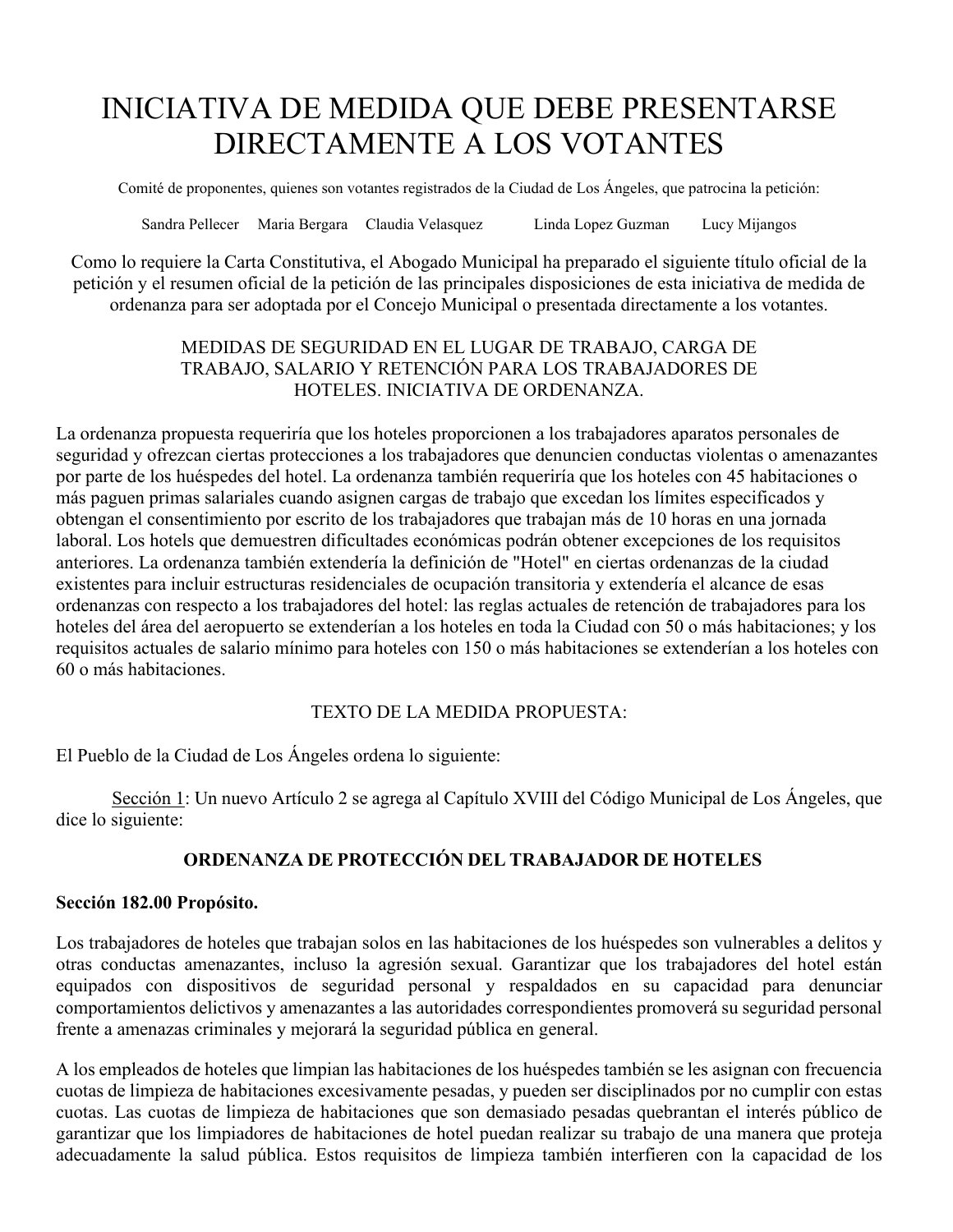# INICIATIVA DE MEDIDA QUE DEBE PRESENTARSE DIRECTAMENTE A LOS VOTANTES

Comité de proponentes, quienes son votantes registrados de la Ciudad de Los Ángeles, que patrocina la petición:

Sandra Pellecer Maria Bergara Claudia Velasquez Linda Lopez Guzman Lucy Mijangos

Como lo requiere la Carta Constitutiva, el Abogado Municipal ha preparado el siguiente título oficial de la petición y el resumen oficial de la petición de las principales disposiciones de esta iniciativa de medida de ordenanza para ser adoptada por el Concejo Municipal o presentada directamente a los votantes.

MEDIDAS DE SEGURIDAD EN EL LUGAR DE TRABAJO, CARGA DE TRABAJO, SALARIO Y RETENCIÓN PARA LOS TRABAJADORES DE HOTELES. INICIATIVA DE ORDENANZA.

La ordenanza propuesta requeriría que los hoteles proporcionen a los trabajadores aparatos personales de seguridad y ofrezcan ciertas protecciones a los trabajadores que denuncien conductas violentas o amenazantes por parte de los huéspedes del hotel. La ordenanza también requeriría que los hoteles con 45 habitaciones o más paguen primas salariales cuando asignen cargas de trabajo que excedan los límites especificados y obtengan el consentimiento por escrito de los trabajadores que trabajan más de 10 horas en una jornada laboral. Los hotels que demuestren dificultades económicas podrán obtener excepciones de los requisitos anteriores. La ordenanza también extendería la definición de "Hotel" en ciertas ordenanzas de la ciudad existentes para incluir estructuras residenciales de ocupación transitoria y extendería el alcance de esas ordenanzas con respecto a los trabajadores del hotel: las reglas actuales de retención de trabajadores para los hoteles del área del aeropuerto se extenderían a los hoteles en toda la Ciudad con 50 o más habitaciones; y los requisitos actuales de salario mínimo para hoteles con 150 o más habitaciones se extenderían a los hoteles con 60 o más habitaciones.

TEXTO DE LA MEDIDA PROPUESTA:

El Pueblo de la Ciudad de Los Ángeles ordena lo siguiente:

Sección 1: Un nuevo Artículo 2 se agrega al Capítulo XVIII del Código Municipal de Los Ángeles, que dice lo siguiente:

## ORDENANZA DE PROTECCIÓN DEL TRABAJADOR DE HOTELES

### Sección 182.00 Propósito.

Los trabajadores de hoteles que trabajan solos en las habitaciones de los huéspedes son vulnerables a delitos y otras conductas amenazantes, incluso la agresión sexual. Garantizar que los trabajadores del hotel están equipados con dispositivos de seguridad personal y respaldados en su capacidad para denunciar comportamientos delictivos y amenazantes a las autoridades correspondientes promoverá su seguridad personal frente a amenazas criminales y mejorará la seguridad pública en general.

A los empleados de hoteles que limpian las habitaciones de los huéspedes también se les asignan con frecuencia cuotas de limpieza de habitaciones excesivamente pesadas, y pueden ser disciplinados por no cumplir con estas cuotas. Las cuotas de limpieza de habitaciones que son demasiado pesadas quebrantan el interés público de garantizar que los limpiadores de habitaciones de hotel puedan realizar su trabajo de una manera que proteja adecuadamente la salud pública. Estos requisitos de limpieza también interfieren con la capacidad de los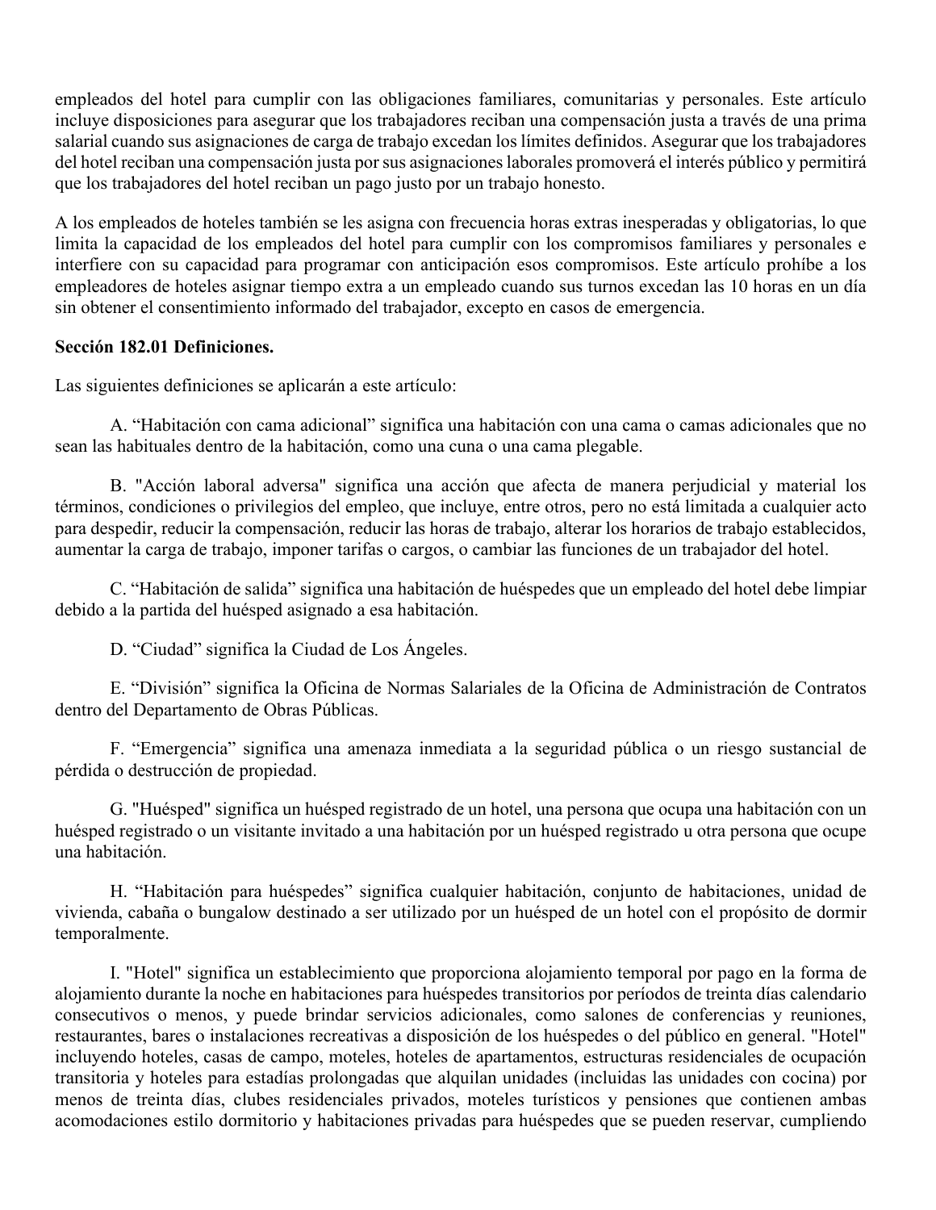empleados del hotel para cumplir con las obligaciones familiares, comunitarias y personales. Este artículo incluye disposiciones para asegurar que los trabajadores reciban una compensación justa a través de una prima salarial cuando sus asignaciones de carga de trabajo excedan los límites definidos. Asegurar que los trabajadores del hotel reciban una compensación justa por sus asignaciones laborales promoverá el interés público y permitirá que los trabajadores del hotel reciban un pago justo por un trabajo honesto.

A los empleados de hoteles también se les asigna con frecuencia horas extras inesperadas y obligatorias, lo que limita la capacidad de los empleados del hotel para cumplir con los compromisos familiares y personales e interfiere con su capacidad para programar con anticipación esos compromisos. Este artículo prohíbe a los empleadores de hoteles asignar tiempo extra a un empleado cuando sus turnos excedan las 10 horas en un día sin obtener el consentimiento informado del trabajador, excepto en casos de emergencia.

**Sección 182.01 Definiciones.**

Las siguientes definiciones se aplicarán a este artículo:

A. "Habitación con cama adicional" significa una habitación con una cama o camas adicionales que no sean las habituales dentro de la habitación, como una cuna o una cama plegable.

B. "Acción laboral adversa" significa una acción que afecta de manera perjudicial y material los términos, condiciones o privilegios del empleo, que incluye, entre otros, pero no está limitada a cualquier acto para despedir, reducir la compensación, reducir las horas de trabajo, alterar los horarios de trabajo establecidos, aumentar la carga de trabajo, imponer tarifas o cargos, o cambiar las funciones de un trabajador del hotel.

C. "Habitación de salida" significa una habitación de huéspedes que un empleado del hotel debe limpiar debido a la partida del huésped asignado a esa habitación.

D. "Ciudad" significa la Ciudad de Los Ángeles.

E. "División" significa la Oficina de Normas Salariales de la Oficina de Administración de Contratos dentro del Departamento de Obras Públicas.

F. "Emergencia" significa una amenaza inmediata a la seguridad pública o un riesgo sustancial de pérdida o destrucción de propiedad.

G. "Huésped" significa un huésped registrado de un hotel, una persona que ocupa una habitación con un huésped registrado o un visitante invitado a una habitación por un huésped registrado u otra persona que ocupe una habitación.

H. "Habitación para huéspedes" significa cualquier habitación, conjunto de habitaciones, unidad de vivienda, cabaña o bungalow destinado a ser utilizado por un huésped de un hotel con el propósito de dormir temporalmente.

I. "Hotel" significa un establecimiento que proporciona alojamiento temporal por pago en la forma de alojamiento durante la noche en habitaciones para huéspedes transitorios por períodos de treinta días calendario consecutivos o menos, y puede brindar servicios adicionales, como salones de conferencias y reuniones, restaurantes, bares o instalaciones recreativas a disposición de los huéspedes o del público en general. "Hotel" incluyendo hoteles, casas de campo, moteles, hoteles de apartamentos, estructuras residenciales de ocupación transitoria y hoteles para estadías prolongadas que alquilan unidades (incluidas las unidades con cocina) por menos de treinta días, clubes residenciales privados, moteles turísticos y pensiones que contienen ambas acomodaciones estilo dormitorio y habitaciones privadas para huéspedes que se pueden reservar, cumpliendo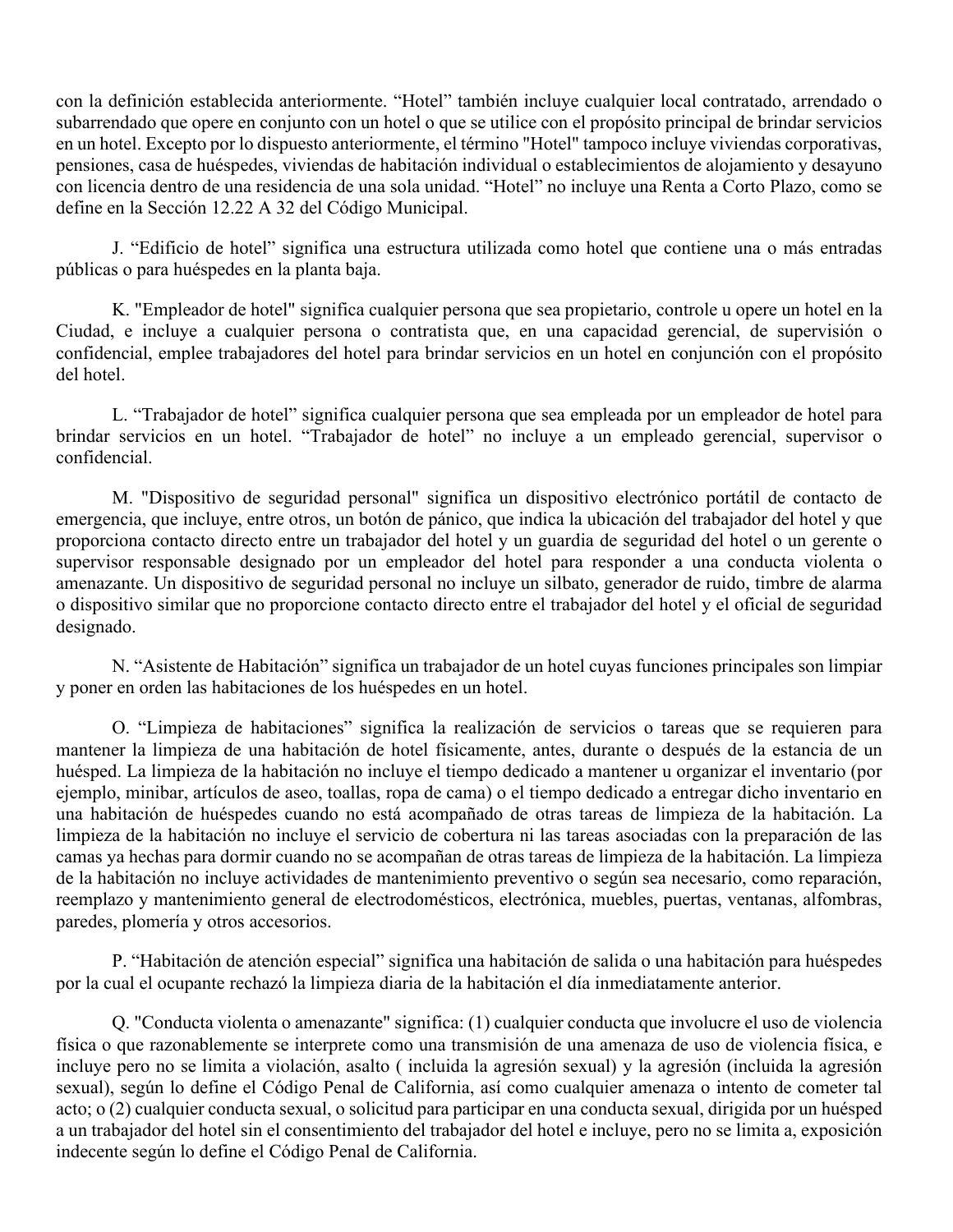con la definición establecida anteriormente. "Hotel" también incluye cualquier local contratado, arrendado o subarrendado que opere en conjunto con un hotel o que se utilice con el propósito principal de brindar servicios en un hotel. Excepto por lo dispuesto anteriormente, el término "Hotel" tampoco incluye viviendas corporativas, pensiones, casa de huéspedes, viviendas de habitación individual o establecimientos de alojamiento y desayuno con licencia dentro de una residencia de una sola unidad. "Hotel" no incluye una Renta a Corto Plazo, como se define en la Sección 12.22 A 32 del Código Municipal.

J. "Edificio de hotel" significa una estructura utilizada como hotel que contiene una o más entradas públicas o para huéspedes en la planta baja.

K. "Empleador de hotel" significa cualquier persona que sea propietario, controle u opere un hotel en la Ciudad, e incluye a cualquier persona o contratista que, en una capacidad gerencial, de supervisión o confidencial, emplee trabajadores del hotel para brindar servicios en un hotel en conjunción con el propósito del hotel.

L. "Trabajador de hotel" significa cualquier persona que sea empleada por un empleador de hotel para brindar servicios en un hotel. "Trabajador de hotel" no incluye a un empleado gerencial, supervisor o confidencial.

M. "Dispositivo de seguridad personal" significa un dispositivo electrónico portátil de contacto de emergencia, que incluye, entre otros, un botón de pánico, que indica la ubicación del trabajador del hotel y que proporciona contacto directo entre un trabajador del hotel y un guardia de seguridad del hotel o un gerente o supervisor responsable designado por un empleador del hotel para responder a una conducta violenta o amenazante. Un dispositivo de seguridad personal no incluye un silbato, generador de ruido, timbre de alarma o dispositivo similar que no proporcione contacto directo entre el trabajador del hotel y el oficial de seguridad designado.

N. "Asistente de Habitación" significa un trabajador de un hotel cuyas funciones principales son limpiar y poner en orden las habitaciones de los huéspedes en un hotel.

O. "Limpieza de habitaciones" significa la realización de servicios o tareas que se requieren para mantener la limpieza de una habitación de hotel físicamente, antes, durante o después de la estancia de un huésped. La limpieza de la habitación no incluye el tiempo dedicado a mantener u organizar el inventario (por ejemplo, minibar, artículos de aseo, toallas, ropa de cama) o el tiempo dedicado a entregar dicho inventario en una habitación de huéspedes cuando no está acompañado de otras tareas de limpieza de la habitación. La limpieza de la habitación no incluye el servicio de cobertura ni las tareas asociadas con la preparación de las camas ya hechas para dormir cuando no se acompañan de otras tareas de limpieza de la habitación. La limpieza de la habitación no incluye actividades de mantenimiento preventivo o según sea necesario, como reparación, reemplazo y mantenimiento general de electrodomésticos, electrónica, muebles, puertas, ventanas, alfombras, paredes, plomería y otros accesorios.

P. "Habitación de atención especial" significa una habitación de salida o una habitación para huéspedes por la cual el ocupante rechazó la limpieza diaria de la habitación el día inmediatamente anterior.

Q. "Conducta violenta o amenazante" significa: (1) cualquier conducta que involucre el uso de violencia física o que razonablemente se interprete como una transmisión de una amenaza de uso de violencia física, e incluye pero no se limita a violación, asalto ( incluida la agresión sexual) y la agresión (incluida la agresión sexual), según lo define el Código Penal de California, así como cualquier amenaza o intento de cometer tal acto; o (2) cualquier conducta sexual, o solicitud para participar en una conducta sexual, dirigida por un huésped a un trabajador del hotel sin el consentimiento del trabajador del hotel e incluye, pero no se limita a, exposición indecente según lo define el Código Penal de California.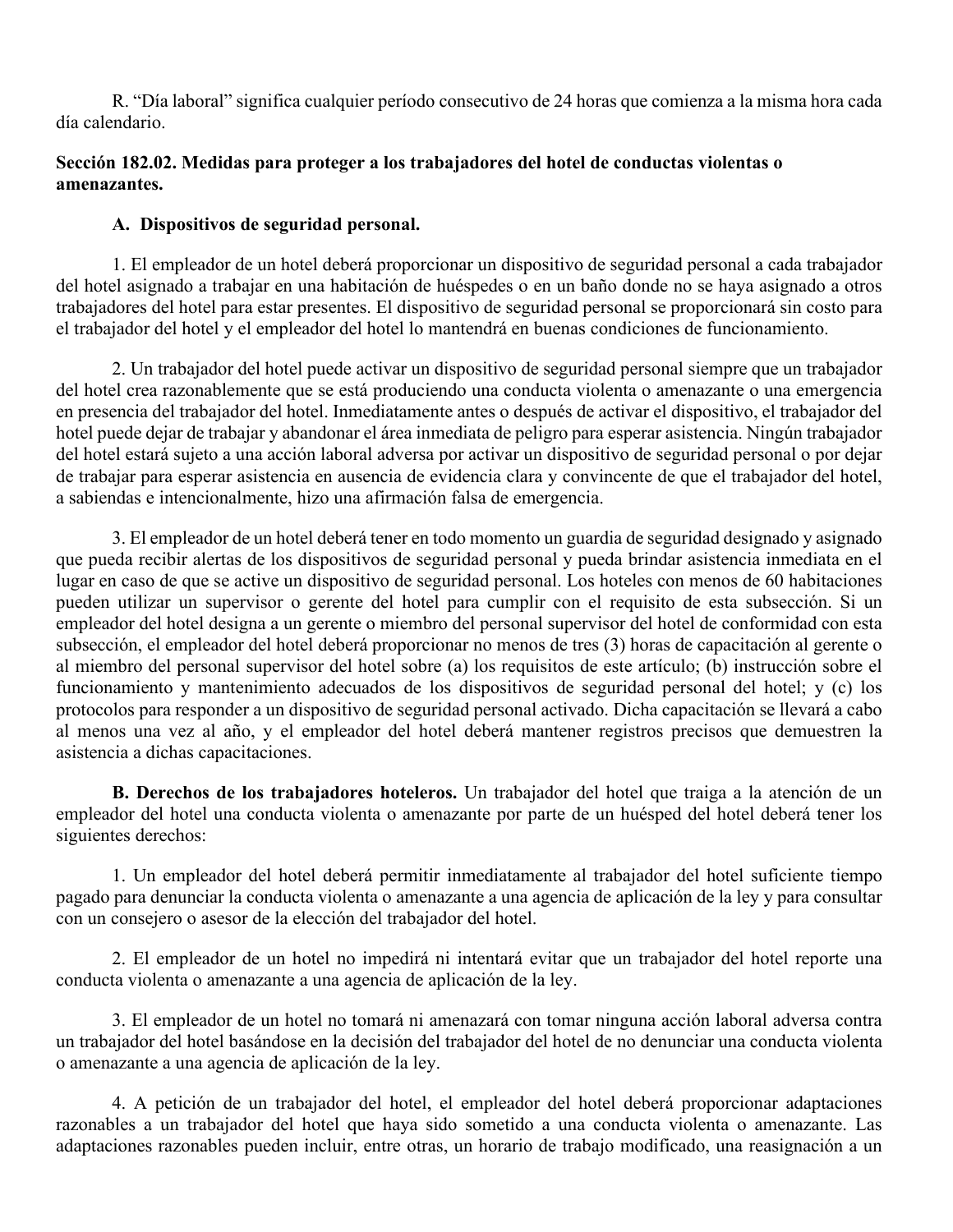R. "Día laboral" significa cualquier período consecutivo de 24 horas que comienza a la misma hora cada día calendario.

**Sección 182.02. Medidas para proteger a los trabajadores del hotel de conductas violentas o amenazantes.**

**A. Dispositivos de seguridad personal.**

1. El empleador de un hotel deberá proporcionar un dispositivo de seguridad personal a cada trabajador del hotel asignado a trabajar en una habitación de huéspedes o en un baño donde no se haya asignado a otros trabajadores del hotel para estar presentes. El dispositivo de seguridad personal se proporcionará sin costo para el trabajador del hotel y el empleador del hotel lo mantendrá en buenas condiciones de funcionamiento.

2. Un trabajador del hotel puede activar un dispositivo de seguridad personal siempre que un trabajador del hotel crea razonablemente que se está produciendo una conducta violenta o amenazante o una emergencia en presencia del trabajador del hotel. Inmediatamente antes o después de activar el dispositivo, el trabajador del hotel puede dejar de trabajar y abandonar el área inmediata de peligro para esperar asistencia. Ningún trabajador del hotel estará sujeto a una acción laboral adversa por activar un dispositivo de seguridad personal o por dejar de trabajar para esperar asistencia en ausencia de evidencia clara y convincente de que el trabajador del hotel, a sabiendas e intencionalmente, hizo una afirmación falsa de emergencia.

3. El empleador de un hotel deberá tener en todo momento un guardia de seguridad designado y asignado que pueda recibir alertas de los dispositivos de seguridad personal y pueda brindar asistencia inmediata en el lugar en caso de que se active un dispositivo de seguridad personal. Los hoteles con menos de 60 habitaciones pueden utilizar un supervisor o gerente del hotel para cumplir con el requisito de esta subsección. Si un empleador del hotel designa a un gerente o miembro del personal supervisor del hotel de conformidad con esta subsección, el empleador del hotel deberá proporcionar no menos de tres (3) horas de capacitación al gerente o al miembro del personal supervisor del hotel sobre (a) los requisitos de este artículo; (b) instrucción sobre el funcionamiento y mantenimiento adecuados de los dispositivos de seguridad personal del hotel; y (c) los protocolos para responder a un dispositivo de seguridad personal activado. Dicha capacitación se llevará a cabo al menos una vez al año, y el empleador del hotel deberá mantener registros precisos que demuestren la asistencia a dichas capacitaciones.

**B. Derechos de los trabajadores hoteleros.** Un trabajador del hotel que traiga a la atención de un empleador del hotel una conducta violenta o amenazante por parte de un huésped del hotel deberá tener los siguientes derechos:

1. Un empleador del hotel deberá permitir inmediatamente al trabajador del hotel suficiente tiempo pagado para denunciar la conducta violenta o amenazante a una agencia de aplicación de la ley y para consultar con un consejero o asesor de la elección del trabajador del hotel.

2. El empleador de un hotel no impedirá ni intentará evitar que un trabajador del hotel reporte una conducta violenta o amenazante a una agencia de aplicación de la ley.

3. El empleador de un hotel no tomará ni amenazará con tomar ninguna acción laboral adversa contra un trabajador del hotel basándose en la decisión del trabajador del hotel de no denunciar una conducta violenta o amenazante a una agencia de aplicación de la ley.

4. A petición de un trabajador del hotel, el empleador del hotel deberá proporcionar adaptaciones razonables a un trabajador del hotel que haya sido sometido a una conducta violenta o amenazante. Las adaptaciones razonables pueden incluir, entre otras, un horario de trabajo modificado, una reasignación a un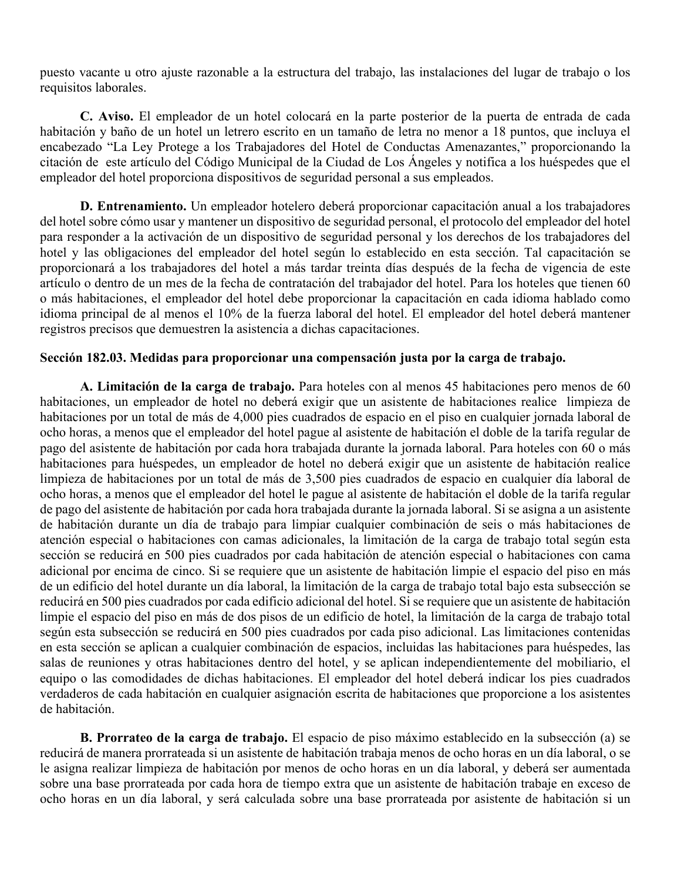puesto vacante u otro ajuste razonable a la estructura del trabajo, las instalaciones del lugar de trabajo o los requisitos laborales.

**C. Aviso.** El empleador de un hotel colocará en la parte posterior de la puerta de entrada de cada habitación y baño de un hotel un letrero escrito en un tamaño de letra no menor a 18 puntos, que incluya el encabezado "La Ley Protege a los Trabajadores del Hotel de Conductas Amenazantes," proporcionando la citación de este artículo del Código Municipal de la Ciudad de Los Ángeles y notifica a los huéspedes que el empleador del hotel proporciona dispositivos de seguridad personal a sus empleados.

**D. Entrenamiento.** Un empleador hotelero deberá proporcionar capacitación anual a los trabajadores del hotel sobre cómo usar y mantener un dispositivo de seguridad personal, el protocolo del empleador del hotel para responder a la activación de un dispositivo de seguridad personal y los derechos de los trabajadores del hotel y las obligaciones del empleador del hotel según lo establecido en esta sección. Tal capacitación se proporcionará a los trabajadores del hotel a más tardar treinta días después de la fecha de vigencia de este artículo o dentro de un mes de la fecha de contratación del trabajador del hotel. Para los hoteles que tienen 60 o más habitaciones, el empleador del hotel debe proporcionar la capacitación en cada idioma hablado como idioma principal de al menos el 10% de la fuerza laboral del hotel. El empleador del hotel deberá mantener registros precisos que demuestren la asistencia a dichas capacitaciones.

**Sección 182.03. Medidas para proporcionar una compensación justa por la carga de trabajo.**

**A. Limitación de la carga de trabajo.** Para hoteles con al menos 45 habitaciones pero menos de 60 habitaciones, un empleador de hotel no deberá exigir que un asistente de habitaciones realice limpieza de habitaciones por un total de más de 4,000 pies cuadrados de espacio en el piso en cualquier jornada laboral de ocho horas, a menos que el empleador del hotel pague al asistente de habitación el doble de la tarifa regular de pago del asistente de habitación por cada hora trabajada durante la jornada laboral. Para hoteles con 60 o más habitaciones para huéspedes, un empleador de hotel no deberá exigir que un asistente de habitación realice limpieza de habitaciones por un total de más de 3,500 pies cuadrados de espacio en cualquier día laboral de ocho horas, a menos que el empleador del hotel le pague al asistente de habitación el doble de la tarifa regular de pago del asistente de habitación por cada hora trabajada durante la jornada laboral. Si se asigna a un asistente de habitación durante un día de trabajo para limpiar cualquier combinación de seis o más habitaciones de atención especial o habitaciones con camas adicionales, la limitación de la carga de trabajo total según esta sección se reducirá en 500 pies cuadrados por cada habitación de atención especial o habitaciones con cama adicional por encima de cinco. Si se requiere que un asistente de habitación limpie el espacio del piso en más de un edificio del hotel durante un día laboral, la limitación de la carga de trabajo total bajo esta subsección se reducirá en 500 pies cuadrados por cada edificio adicional del hotel. Si se requiere que un asistente de habitación limpie el espacio del piso en más de dos pisos de un edificio de hotel, la limitación de la carga de trabajo total según esta subsección se reducirá en 500 pies cuadrados por cada piso adicional. Las limitaciones contenidas en esta sección se aplican a cualquier combinación de espacios, incluidas las habitaciones para huéspedes, las salas de reuniones y otras habitaciones dentro del hotel, y se aplican independientemente del mobiliario, el equipo o las comodidades de dichas habitaciones. El empleador del hotel deberá indicar los pies cuadrados verdaderos de cada habitación en cualquier asignación escrita de habitaciones que proporcione a los asistentes de habitación.

**B. Prorrateo de la carga de trabajo.** El espacio de piso máximo establecido en la subsección (a) se reducirá de manera prorrateada si un asistente de habitación trabaja menos de ocho horas en un día laboral, o se le asigna realizar limpieza de habitación por menos de ocho horas en un día laboral, y deberá ser aumentada sobre una base prorrateada por cada hora de tiempo extra que un asistente de habitación trabaje en exceso de ocho horas en un día laboral, y será calculada sobre una base prorrateada por asistente de habitación si un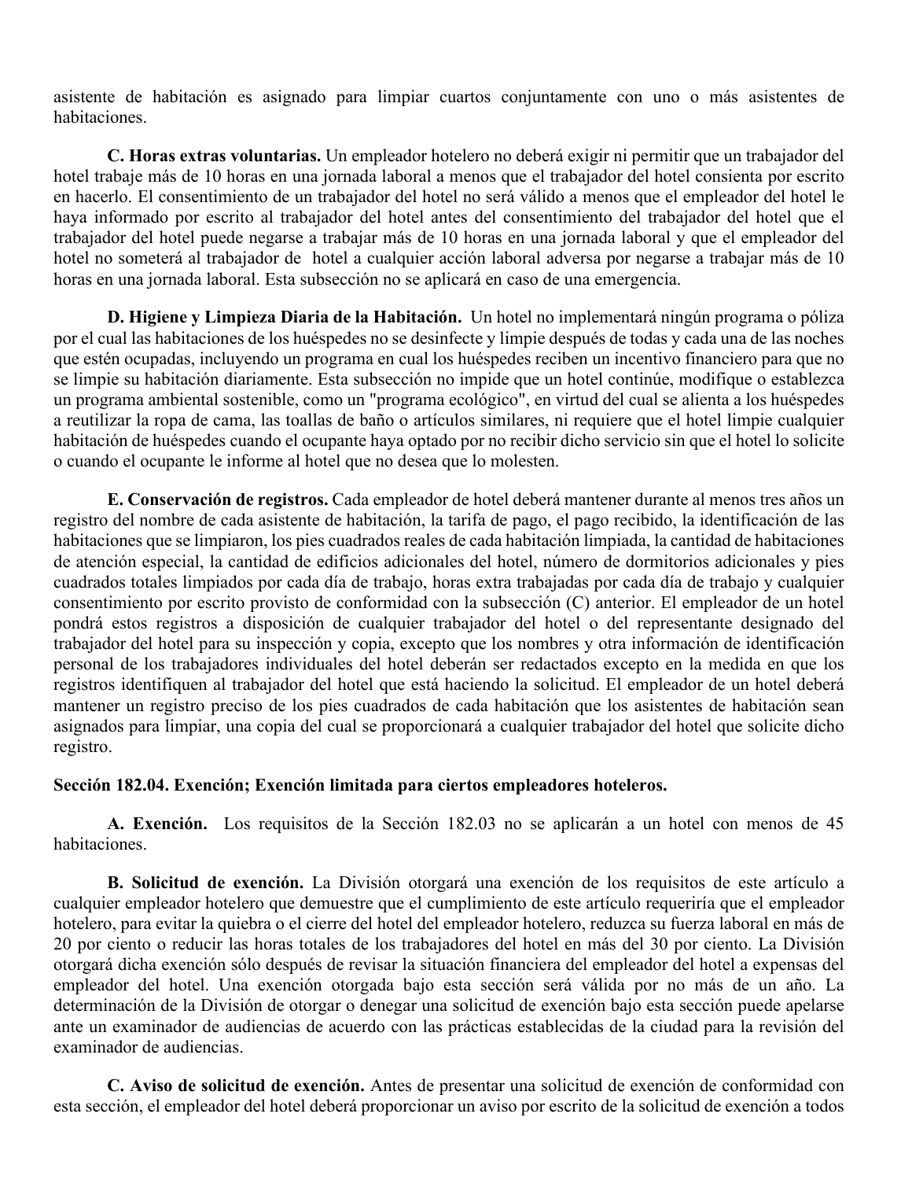asistente de habitación es asignado para limpiar cuartos conjuntamente con uno o más asistentes de habitaciones.

**C. Horas extras voluntarias.** Un empleador hotelero no deberá exigir ni permitir que un trabajador del hotel trabaje más de 10 horas en una jornada laboral a menos que el trabajador del hotel consienta por escrito en hacerlo. El consentimiento de un trabajador del hotel no será válido a menos que el empleador del hotel le haya informado por escrito al trabajador del hotel antes del consentimiento del trabajador del hotel que el trabajador del hotel puede negarse a trabajar más de 10 horas en una jornada laboral y que el empleador del hotel no someterá al trabajador de hotel a cualquier acción laboral adversa por negarse a trabajar más de 10 horas en una jornada laboral. Esta subsección no se aplicará en caso de una emergencia.

**D. Higiene y Limpieza Diaria de la Habitación.** Un hotel no implementará ningún programa o póliza por el cual las habitaciones de los huéspedes no se desinfecte y limpie después de todas y cada una de las noches que estén ocupadas, incluyendo un programa en cual los huéspedes reciben un incentivo financiero para que no se limpie su habitación diariamente. Esta subsección no impide que un hotel continúe, modifique o establezca un programa ambiental sostenible, como un "programa ecológico", en virtud del cual se alienta a los huéspedes a reutilizar la ropa de cama, las toallas de baño o artículos similares, ni requiere que el hotel limpie cualquier habitación de huéspedes cuando el ocupante haya optado por no recibir dicho servicio sin que el hotel lo solicite o cuando el ocupante le informe al hotel que no desea que lo molesten.

**E. Conservación de registros.** Cada empleador de hotel deberá mantener durante al menos tres años un registro del nombre de cada asistente de habitación, la tarifa de pago, el pago recibido, la identificación de las habitaciones que se limpiaron, los pies cuadrados reales de cada habitación limpiada, la cantidad de habitaciones de atención especial, la cantidad de edificios adicionales del hotel, número de dormitorios adicionales y pies cuadrados totales limpiados por cada día de trabajo, horas extra trabajadas por cada día de trabajo y cualquier consentimiento por escrito provisto de conformidad con la subsección (C) anterior. El empleador de un hotel pondrá estos registros a disposición de cualquier trabajador del hotel o del representante designado del trabajador del hotel para su inspección y copia, excepto que los nombres y otra información de identificación personal de los trabajadores individuales del hotel deberán ser redactados excepto en la medida en que los registros identifiquen al trabajador del hotel que está haciendo la solicitud. El empleador de un hotel deberá mantener un registro preciso de los pies cuadrados de cada habitación que los asistentes de habitación sean asignados para limpiar, una copia del cual se proporcionará a cualquier trabajador del hotel que solicite dicho registro.

**Sección 182.04. Exención; Exención limitada para ciertos empleadores hoteleros.**

**A. Exención.** Los requisitos de la Sección 182.03 no se aplicarán a un hotel con menos de 45 habitaciones.

**B. Solicitud de exención.** La División otorgará una exención de los requisitos de este artículo a cualquier empleador hotelero que demuestre que el cumplimiento de este artículo requeriría que el empleador hotelero, para evitar la quiebra o el cierre del hotel del empleador hotelero, reduzca su fuerza laboral en más de 20 por ciento o reducir las horas totales de los trabajadores del hotel en más del 30 por ciento. La División otorgará dicha exención sólo después de revisar la situación financiera del empleador del hotel a expensas del empleador del hotel. Una exención otorgada bajo esta sección será válida por no más de un año. La determinación de la División de otorgar o denegar una solicitud de exención bajo esta sección puede apelarse ante un examinador de audiencias de acuerdo con las prácticas establecidas de la ciudad para la revisión del examinador de audiencias.

**C. Aviso de solicitud de exención.** Antes de presentar una solicitud de exención de conformidad con esta sección, el empleador del hotel deberá proporcionar un aviso por escrito de la solicitud de exención a todos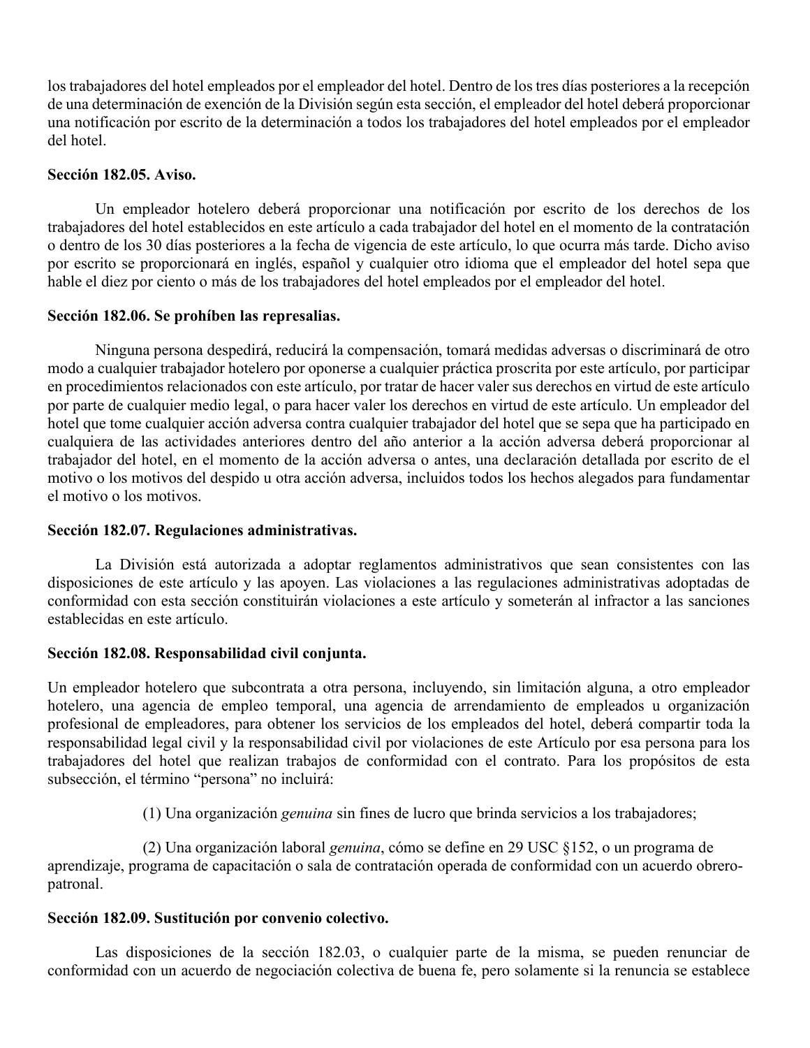los trabajadores del hotel empleados por el empleador del hotel. Dentro de los tres días posteriores a la recepción de una determinación de exención de la División según esta sección, el empleador del hotel deberá proporcionar una notificación por escrito de la determinación a todos los trabajadores del hotel empleados por el empleador del hotel.

**Sección 182.05. Aviso.**

Un empleador hotelero deberá proporcionar una notificación por escrito de los derechos de los trabajadores del hotel establecidos en este artículo a cada trabajador del hotel en el momento de la contratación o dentro de los 30 días posteriores a la fecha de vigencia de este artículo, lo que ocurra más tarde. Dicho aviso por escrito se proporcionará en inglés, español y cualquier otro idioma que el empleador del hotel sepa que hable el diez por ciento o más de los trabajadores del hotel empleados por el empleador del hotel.

**Sección 182.06. Se prohíben las represalias.**

Ninguna persona despedirá, reducirá la compensación, tomará medidas adversas o discriminará de otro modo a cualquier trabajador hotelero por oponerse a cualquier práctica proscrita por este artículo, por participar en procedimientos relacionados con este artículo, por tratar de hacer valer sus derechos en virtud de este artículo por parte de cualquier medio legal, o para hacer valer los derechos en virtud de este artículo. Un empleador del hotel que tome cualquier acción adversa contra cualquier trabajador del hotel que se sepa que ha participado en cualquiera de las actividades anteriores dentro del año anterior a la acción adversa deberá proporcionar al trabajador del hotel, en el momento de la acción adversa o antes, una declaración detallada por escrito de el motivo o los motivos del despido u otra acción adversa, incluidos todos los hechos alegados para fundamentar el motivo o los motivos.

**Sección 182.07. Regulaciones administrativas.**

La División está autorizada a adoptar reglamentos administrativos que sean consistentes con las disposiciones de este artículo y las apoyen. Las violaciones a las regulaciones administrativas adoptadas de conformidad con esta sección constituirán violaciones a este artículo y someterán al infractor a las sanciones establecidas en este artículo.

**Sección 182.08. Responsabilidad civil conjunta.**

Un empleador hotelero que subcontrata a otra persona, incluyendo, sin limitación alguna, a otro empleador hotelero, una agencia de empleo temporal, una agencia de arrendamiento de empleados u organización profesional de empleadores, para obtener los servicios de los empleados del hotel, deberá compartir toda la responsabilidad legal civil y la responsabilidad civil por violaciones de este Artículo por esa persona para los trabajadores del hotel que realizan trabajos de conformidad con el contrato. Para los propósitos de esta subsección, el término "persona" no incluirá:

(1) Una organización *genuina* sin fines de lucro que brinda servicios a los trabajadores;

(2) Una organización laboral *genuina*, cómo se define en 29 USC §152, o un programa de aprendizaje, programa de capacitación o sala de contratación operada de conformidad con un acuerdo obrero-patronal.

**Sección 182.09. Sustitución por convenio colectivo.**

Las disposiciones de la sección 182.03, o cualquier parte de la misma, se pueden renunciar de conformidad con un acuerdo de negociación colectiva de buena fe, pero solamente si la renuncia se establece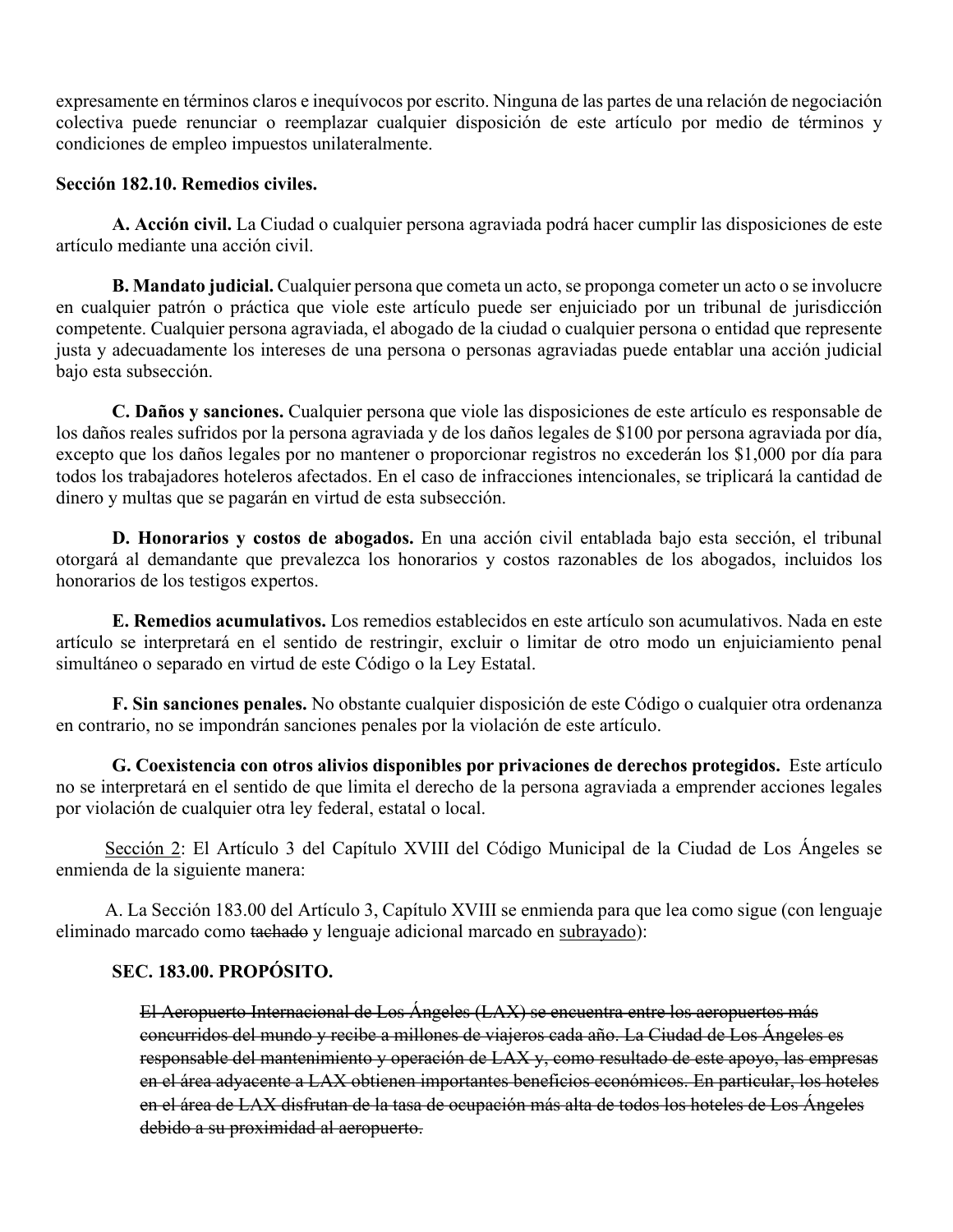expresamente en términos claros e inequívocos por escrito. Ninguna de las partes de una relación de negociación colectiva puede renunciar o reemplazar cualquier disposición de este artículo por medio de términos y condiciones de empleo impuestos unilateralmente.

**Sección 182.10. Remedios civiles.**

**A. Acción civil.** La Ciudad o cualquier persona agraviada podrá hacer cumplir las disposiciones de este artículo mediante una acción civil.

**B. Mandato judicial.** Cualquier persona que cometa un acto, se proponga cometer un acto o se involucre en cualquier patrón o práctica que viole este artículo puede ser enjuiciado por un tribunal de jurisdicción competente. Cualquier persona agraviada, el abogado de la ciudad o cualquier persona o entidad que represente justa y adecuadamente los intereses de una persona o personas agraviadas puede entablar una acción judicial bajo esta subsección.

**C. Daños y sanciones.** Cualquier persona que viole las disposiciones de este artículo es responsable de los daños reales sufridos por la persona agraviada y de los daños legales de $100 por persona agraviada por día, excepto que los daños legales por no mantener o proporcionar registros no excederán los $1,000 por día para todos los trabajadores hoteleros afectados. En el caso de infracciones intencionales, se triplicará la cantidad de dinero y multas que se pagarán en virtud de esta subsección.

**D. Honorarios y costos de abogados.** En una acción civil entablada bajo esta sección, el tribunal otorgará al demandante que prevalezca los honorarios y costos razonables de los abogados, incluidos los honorarios de los testigos expertos.

**E. Remedios acumulativos.** Los remedios establecidos en este artículo son acumulativos. Nada en este artículo se interpretará en el sentido de restringir, excluir o limitar de otro modo un enjuiciamiento penal simultáneo o separado en virtud de este Código o la Ley Estatal.

**F. Sin sanciones penales.** No obstante cualquier disposición de este Código o cualquier otra ordenanza en contrario, no se impondrán sanciones penales por la violación de este artículo.

**G. Coexistencia con otros alivios disponibles por privaciones de derechos protegidos.** Este artículo no se interpretará en el sentido de que limita el derecho de la persona agraviada a emprender acciones legales por violación de cualquier otra ley federal, estatal o local.

<u>Sección 2</u>: El Artículo 3 del Capítulo XVIII del Código Municipal de la Ciudad de Los Ángeles se enmienda de la siguiente manera:

A. La Sección 183.00 del Artículo 3, Capítulo XVIII se enmienda para que lea como sigue (con lenguaje eliminado marcado como ~~tachado~~ y lenguaje adicional marcado en <u>subrayado</u>):

**SEC. 183.00. PROPÓSITO.**

~~El Aeropuerto Internacional de Los Ángeles (LAX) se encuentra entre los aeropuertos más concurridos del mundo y recibe a millones de viajeros cada año. La Ciudad de Los Ángeles es responsable del mantenimiento y operación de LAX y, como resultado de este apoyo, las empresas en el área adyacente a LAX obtienen importantes beneficios económicos. En particular, los hoteles en el área de LAX disfrutan de la tasa de ocupación más alta de todos los hoteles de Los Ángeles debido a su proximidad al aeropuerto.~~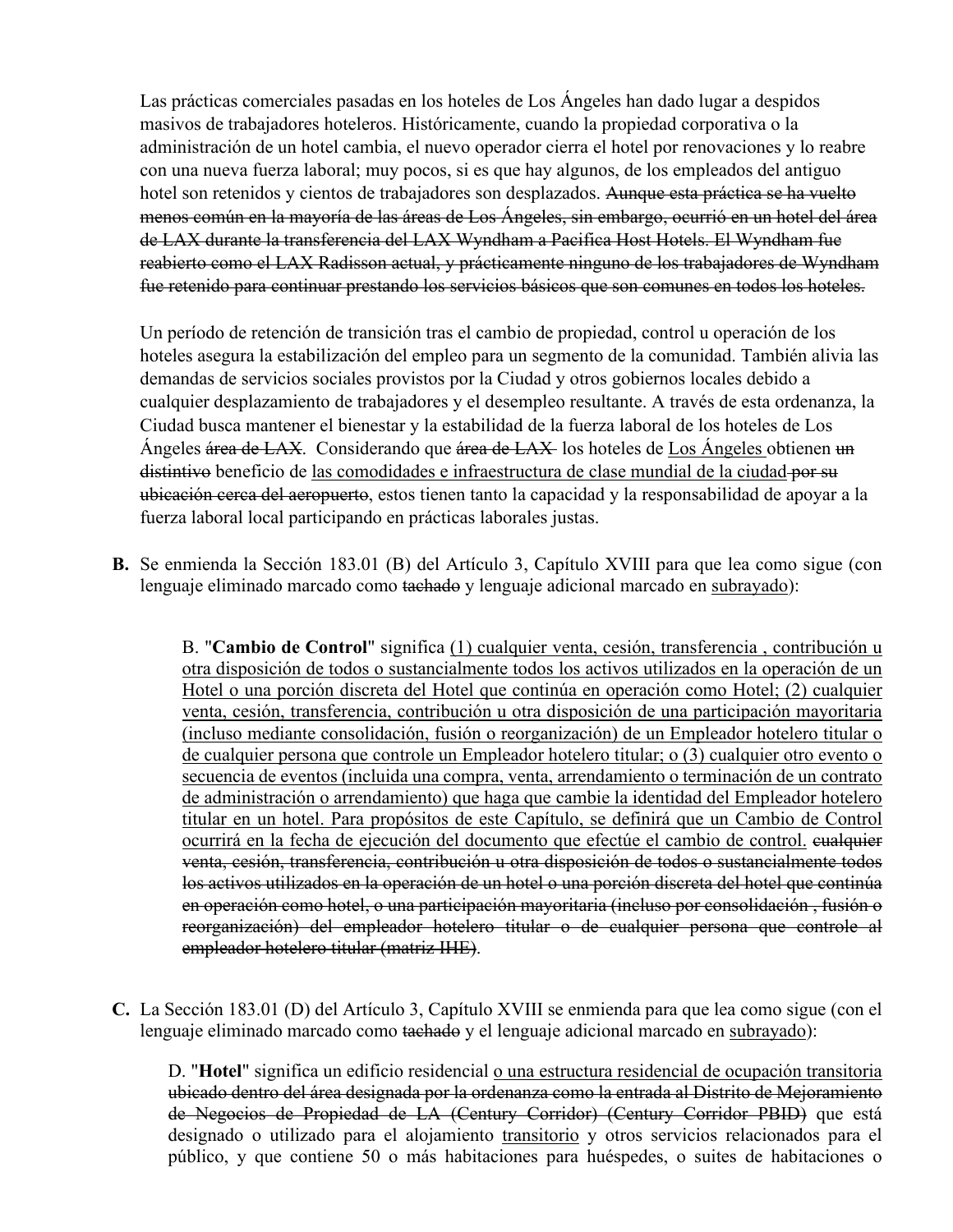Las prácticas comerciales pasadas en los hoteles de Los Ángeles han dado lugar a despidos masivos de trabajadores hoteleros. Históricamente, cuando la propiedad corporativa o la administración de un hotel cambia, el nuevo operador cierra el hotel por renovaciones y lo reabre con una nueva fuerza laboral; muy pocos, si es que hay algunos, de los empleados del antiguo hotel son retenidos y cientos de trabajadores son desplazados. ~~Aunque esta práctica se ha vuelto menos común en la mayoría de las áreas de Los Ángeles, sin embargo, ocurrió en un hotel del área de LAX durante la transferencia del LAX Wyndham a Pacifica Host Hotels. El Wyndham fue reabierto como el LAX Radisson actual, y prácticamente ninguno de los trabajadores de Wyndham fue retenido para continuar prestando los servicios básicos que son comunes en todos los hoteles.~~

Un período de retención de transición tras el cambio de propiedad, control u operación de los hoteles asegura la estabilización del empleo para un segmento de la comunidad. También alivia las demandas de servicios sociales provistos por la Ciudad y otros gobiernos locales debido a cualquier desplazamiento de trabajadores y el desempleo resultante. A través de esta ordenanza, la Ciudad busca mantener el bienestar y la estabilidad de la fuerza laboral de los hoteles de Los Ángeles ~~área de LAX~~. Considerando que ~~área de LAX~~ los hoteles de <u>Los Ángeles</u> obtienen ~~un distintivo~~ beneficio de <u>las comodidades e infraestructura de clase mundial de la ciudad</u> ~~por su ubicación cerca del aeropuerto~~, estos tienen tanto la capacidad y la responsabilidad de apoyar a la fuerza laboral local participando en prácticas laborales justas.

**B.** Se enmienda la Sección 183.01 (B) del Artículo 3, Capítulo XVIII para que lea como sigue (con lenguaje eliminado marcado como ~~tachado~~ y lenguaje adicional marcado en <u>subrayado</u>):

> B. "**Cambio de Control**" significa <u>(1) cualquier venta, cesión, transferencia , contribución u otra disposición de todos o sustancialmente todos los activos utilizados en la operación de un Hotel o una porción discreta del Hotel que continúa en operación como Hotel; (2) cualquier venta, cesión, transferencia, contribución u otra disposición de una participación mayoritaria (incluso mediante consolidación, fusión o reorganización) de un Empleador hotelero titular o de cualquier persona que controle un Empleador hotelero titular; o (3) cualquier otro evento o secuencia de eventos (incluida una compra, venta, arrendamiento o terminación de un contrato de administración o arrendamiento) que haga que cambie la identidad del Empleador hotelero titular en un hotel. Para propósitos de este Capítulo, se definirá que un Cambio de Control ocurrirá en la fecha de ejecución del documento que efectúe el cambio de control.</u> ~~cualquier venta, cesión, transferencia, contribución u otra disposición de todos o sustancialmente todos los activos utilizados en la operación de un hotel o una porción discreta del hotel que continúa en operación como hotel, o una participación mayoritaria (incluso por consolidación , fusión o reorganización) del empleador hotelero titular o de cualquier persona que controle al empleador hotelero titular (matriz IHE)~~.

**C.** La Sección 183.01 (D) del Artículo 3, Capítulo XVIII se enmienda para que lea como sigue (con el lenguaje eliminado marcado como ~~tachado~~ y el lenguaje adicional marcado en <u>subrayado</u>):

> D. "**Hotel**" significa un edificio residencial <u>o una estructura residencial de ocupación transitoria</u> ~~ubicado dentro del área designada por la ordenanza como la entrada al Distrito de Mejoramiento de Negocios de Propiedad de LA (Century Corridor) (Century Corridor PBID)~~ que está designado o utilizado para el alojamiento <u>transitorio</u> y otros servicios relacionados para el público, y que contiene 50 o más habitaciones para huéspedes, o suites de habitaciones o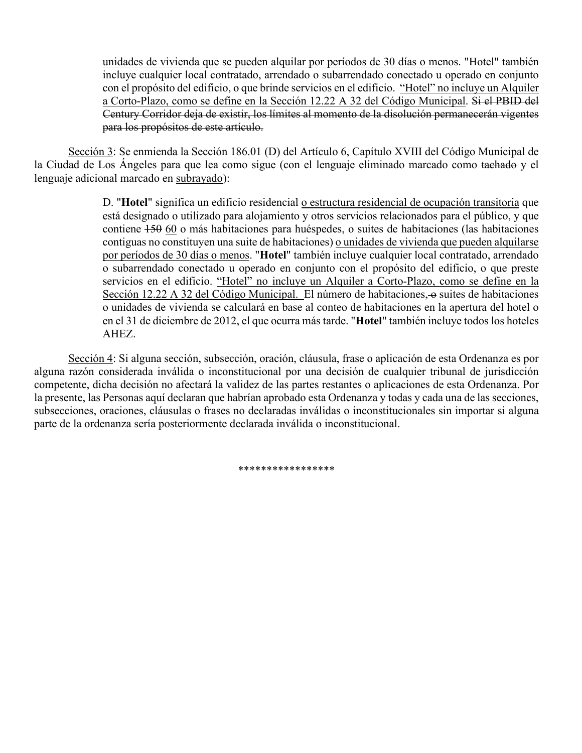> <u>unidades de vivienda que se pueden alquilar por períodos de 30 días o menos</u>. "Hotel" también incluye cualquier local contratado, arrendado o subarrendado conectado u operado en conjunto con el propósito del edificio, o que brinde servicios en el edificio. <u>"Hotel" no incluye un Alquiler a Corto-Plazo, como se define en la Sección 12.22 A 32 del Código Municipal</u>. ~~Si el PBID del Century Corridor deja de existir, los límites al momento de la disolución permanecerán vigentes para los propósitos de este artículo.~~

<u>Sección 3</u>: Se enmienda la Sección 186.01 (D) del Artículo 6, Capítulo XVIII del Código Municipal de la Ciudad de Los Ángeles para que lea como sigue (con el lenguaje eliminado marcado como ~~tachado~~ y el lenguaje adicional marcado en <u>subrayado</u>):

> D. "**Hotel**" significa un edificio residencial <u>o estructura residencial de ocupación transitoria</u> que está designado o utilizado para alojamiento y otros servicios relacionados para el público, y que contiene ~~150~~ <u>60</u> o más habitaciones para huéspedes, o suites de habitaciones (las habitaciones contiguas no constituyen una suite de habitaciones) <u>o unidades de vivienda que pueden alquilarse por períodos de 30 días o menos</u>. "**Hotel**" también incluye cualquier local contratado, arrendado o subarrendado conectado u operado en conjunto con el propósito del edificio, o que preste servicios en el edificio. <u>"Hotel" no incluye un Alquiler a Corto-Plazo, como se define en la Sección 12.22 A 32 del Código Municipal.</u> El número de habitaciones, ~~o~~ suites de habitaciones <u>o unidades de vivienda</u> se calculará en base al conteo de habitaciones en la apertura del hotel o en el 31 de diciembre de 2012, el que ocurra más tarde. "**Hotel**" también incluye todos los hoteles AHEZ.

<u>Sección 4</u>: Si alguna sección, subsección, oración, cláusula, frase o aplicación de esta Ordenanza es por alguna razón considerada inválida o inconstitucional por una decisión de cualquier tribunal de jurisdicción competente, dicha decisión no afectará la validez de las partes restantes o aplicaciones de esta Ordenanza. Por la presente, las Personas aquí declaran que habrían aprobado esta Ordenanza y todas y cada una de las secciones, subsecciones, oraciones, cláusulas o frases no declaradas inválidas o inconstitucionales sin importar si alguna parte de la ordenanza sería posteriormente declarada inválida o inconstitucional.

*****************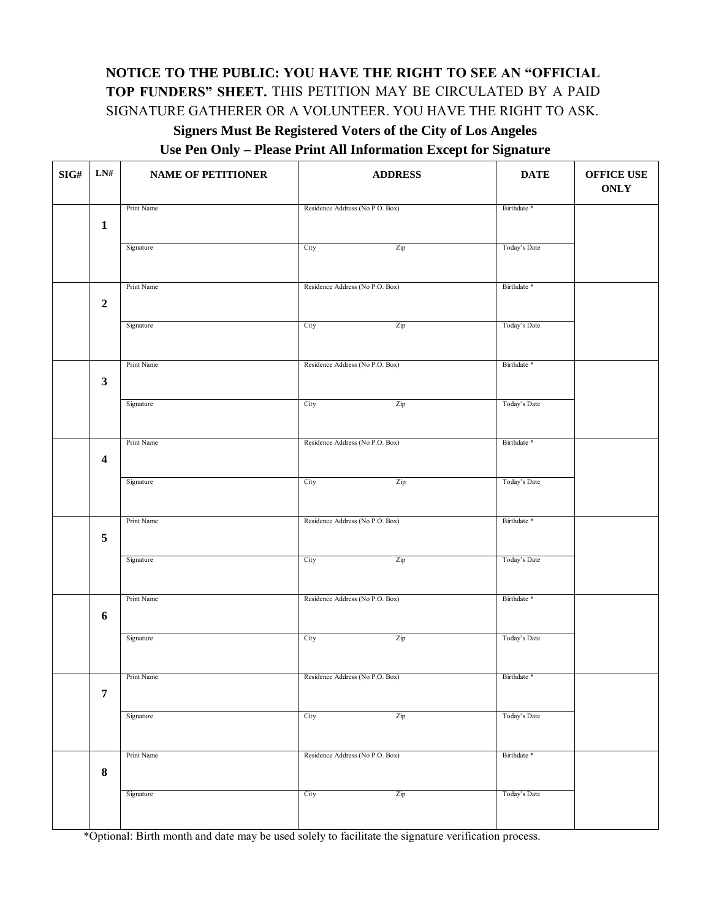**NOTICE TO THE PUBLIC: YOU HAVE THE RIGHT TO SEE AN "OFFICIAL TOP FUNDERS" SHEET.** THIS PETITION MAY BE CIRCULATED BY A PAID SIGNATURE GATHERER OR A VOLUNTEER. YOU HAVE THE RIGHT TO ASK.

**Signers Must Be Registered Voters of the City of Los Angeles**

**Use Pen Only – Please Print All Information Except for Signature**

| SIG# | LN# | NAME OF PETITIONER | ADDRESS | DATE | OFFICE USE ONLY |
|---|---|---|---|---|---|
| | **1** | Print Name | Residence Address (No P.O. Box) | Birthdate * | |
| | | Signature | City Zip | Today's Date | |
| | **2** | Print Name | Residence Address (No P.O. Box) | Birthdate * | |
| | | Signature | City Zip | Today's Date | |
| | **3** | Print Name | Residence Address (No P.O. Box) | Birthdate * | |
| | | Signature | City Zip | Today's Date | |
| | **4** | Print Name | Residence Address (No P.O. Box) | Birthdate * | |
| | | Signature | City Zip | Today's Date | |
| | **5** | Print Name | Residence Address (No P.O. Box) | Birthdate * | |
| | | Signature | City Zip | Today's Date | |
| | **6** | Print Name | Residence Address (No P.O. Box) | Birthdate * | |
| | | Signature | City Zip | Today's Date | |
| | **7** | Print Name | Residence Address (No P.O. Box) | Birthdate * | |
| | | Signature | City Zip | Today's Date | |
| | **8** | Print Name | Residence Address (No P.O. Box) | Birthdate * | |
| | | Signature | City Zip | Today's Date | |

*Optional: Birth month and date may be used solely to facilitate the signature verification process.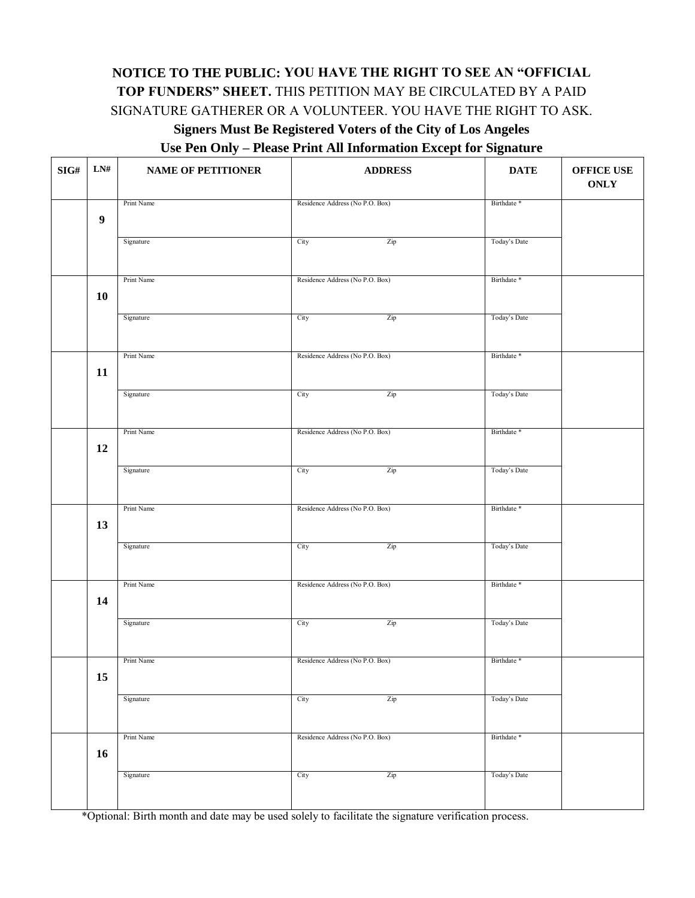**NOTICE TO THE PUBLIC: YOU HAVE THE RIGHT TO SEE AN "OFFICIAL TOP FUNDERS" SHEET.** THIS PETITION MAY BE CIRCULATED BY A PAID SIGNATURE GATHERER OR A VOLUNTEER. YOU HAVE THE RIGHT TO ASK.

**Signers Must Be Registered Voters of the City of Los Angeles**

**Use Pen Only – Please Print All Information Except for Signature**

| SIG# | LN# | NAME OF PETITIONER | ADDRESS | DATE | OFFICE USE ONLY |
|---|---|---|---|---|---|
| | 9 | Print Name | Residence Address (No P.O. Box) | Birthdate * | |
| | | Signature | City Zip | Today's Date | |
| | 10 | Print Name | Residence Address (No P.O. Box) | Birthdate * | |
| | | Signature | City Zip | Today's Date | |
| | 11 | Print Name | Residence Address (No P.O. Box) | Birthdate * | |
| | | Signature | City Zip | Today's Date | |
| | 12 | Print Name | Residence Address (No P.O. Box) | Birthdate * | |
| | | Signature | City Zip | Today's Date | |
| | 13 | Print Name | Residence Address (No P.O. Box) | Birthdate * | |
| | | Signature | City Zip | Today's Date | |
| | 14 | Print Name | Residence Address (No P.O. Box) | Birthdate * | |
| | | Signature | City Zip | Today's Date | |
| | 15 | Print Name | Residence Address (No P.O. Box) | Birthdate * | |
| | | Signature | City Zip | Today's Date | |
| | 16 | Print Name | Residence Address (No P.O. Box) | Birthdate * | |
| | | Signature | City Zip | Today's Date | |

*Optional: Birth month and date may be used solely to facilitate the signature verification process.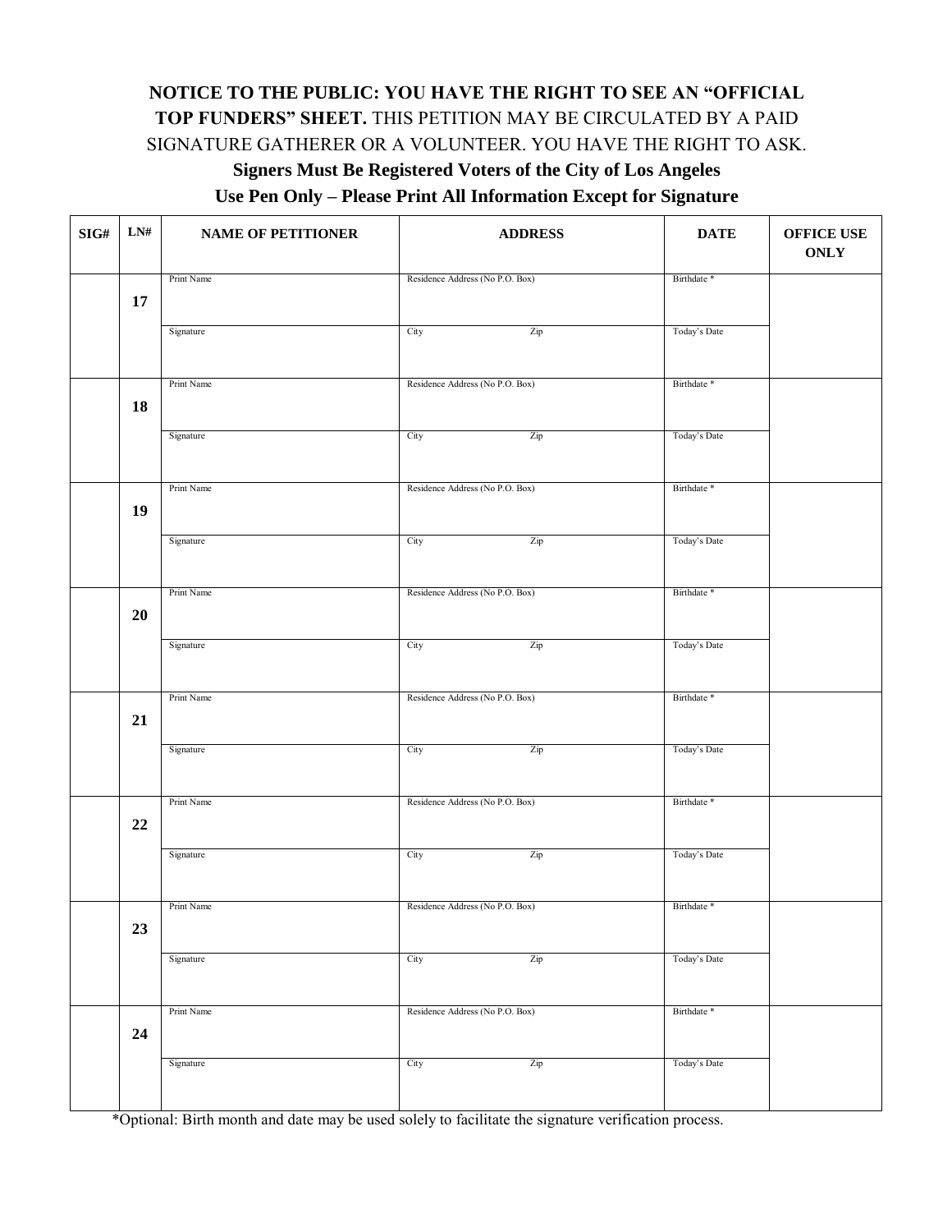**NOTICE TO THE PUBLIC: YOU HAVE THE RIGHT TO SEE AN "OFFICIAL TOP FUNDERS" SHEET.** THIS PETITION MAY BE CIRCULATED BY A PAID SIGNATURE GATHERER OR A VOLUNTEER. YOU HAVE THE RIGHT TO ASK.

**Signers Must Be Registered Voters of the City of Los Angeles**

**Use Pen Only – Please Print All Information Except for Signature**

| SIG# | LN# | NAME OF PETITIONER | ADDRESS | | DATE | OFFICE USE ONLY |
|---|---|---|---|---|---|---|
| | 17 | Print Name | Residence Address (No P.O. Box) | | Birthdate * | |
| | | Signature | City | Zip | Today's Date | |
| | 18 | Print Name | Residence Address (No P.O. Box) | | Birthdate * | |
| | | Signature | City | Zip | Today's Date | |
| | 19 | Print Name | Residence Address (No P.O. Box) | | Birthdate * | |
| | | Signature | City | Zip | Today's Date | |
| | 20 | Print Name | Residence Address (No P.O. Box) | | Birthdate * | |
| | | Signature | City | Zip | Today's Date | |
| | 21 | Print Name | Residence Address (No P.O. Box) | | Birthdate * | |
| | | Signature | City | Zip | Today's Date | |
| | 22 | Print Name | Residence Address (No P.O. Box) | | Birthdate * | |
| | | Signature | City | Zip | Today's Date | |
| | 23 | Print Name | Residence Address (No P.O. Box) | | Birthdate * | |
| | | Signature | City | Zip | Today's Date | |
| | 24 | Print Name | Residence Address (No P.O. Box) | | Birthdate * | |
| | | Signature | City | Zip | Today's Date | |

*Optional: Birth month and date may be used solely to facilitate the signature verification process.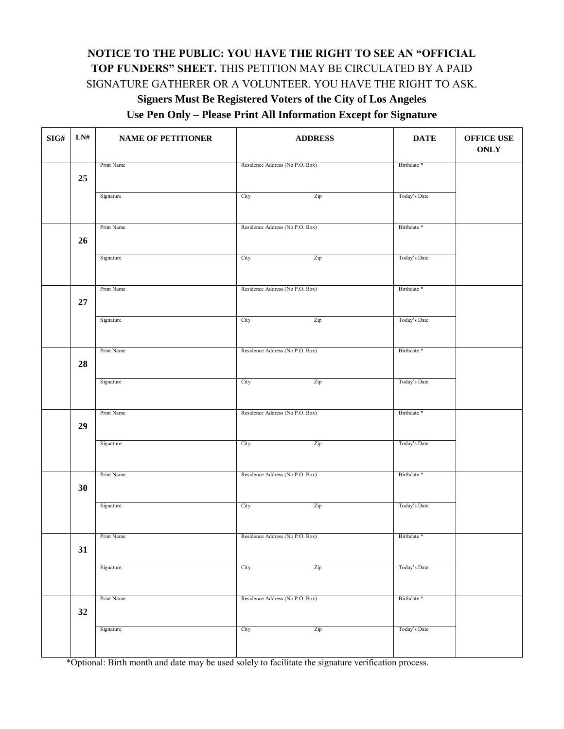**NOTICE TO THE PUBLIC: YOU HAVE THE RIGHT TO SEE AN "OFFICIAL TOP FUNDERS" SHEET.** THIS PETITION MAY BE CIRCULATED BY A PAID SIGNATURE GATHERER OR A VOLUNTEER. YOU HAVE THE RIGHT TO ASK.

**Signers Must Be Registered Voters of the City of Los Angeles**

**Use Pen Only – Please Print All Information Except for Signature**

| SIG# | LN# | NAME OF PETITIONER | ADDRESS | DATE | OFFICE USE ONLY |
|---|---|---|---|---|---|
| | 25 | Print Name | Residence Address (No P.O. Box) | Birthdate * | |
| | | Signature | City Zip | Today's Date | |
| | 26 | Print Name | Residence Address (No P.O. Box) | Birthdate * | |
| | | Signature | City Zip | Today's Date | |
| | 27 | Print Name | Residence Address (No P.O. Box) | Birthdate * | |
| | | Signature | City Zip | Today's Date | |
| | 28 | Print Name | Residence Address (No P.O. Box) | Birthdate * | |
| | | Signature | City Zip | Today's Date | |
| | 29 | Print Name | Residence Address (No P.O. Box) | Birthdate * | |
| | | Signature | City Zip | Today's Date | |
| | 30 | Print Name | Residence Address (No P.O. Box) | Birthdate * | |
| | | Signature | City Zip | Today's Date | |
| | 31 | Print Name | Residence Address (No P.O. Box) | Birthdate * | |
| | | Signature | City Zip | Today's Date | |
| | 32 | Print Name | Residence Address (No P.O. Box) | Birthdate * | |
| | | Signature | City Zip | Today's Date | |

*Optional: Birth month and date may be used solely to facilitate the signature verification process.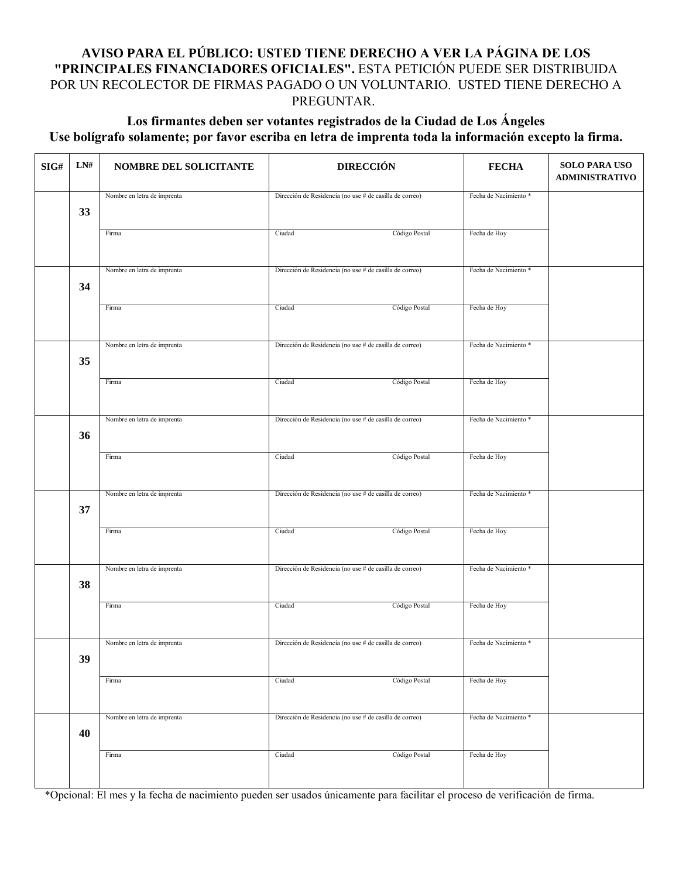**AVISO PARA EL PÚBLICO: USTED TIENE DERECHO A VER LA PÁGINA DE LOS "PRINCIPALES FINANCIADORES OFICIALES".** ESTA PETICIÓN PUEDE SER DISTRIBUIDA POR UN RECOLECTOR DE FIRMAS PAGADO O UN VOLUNTARIO. USTED TIENE DERECHO A PREGUNTAR.

**Los firmantes deben ser votantes registrados de la Ciudad de Los Ángeles**
**Use bolígrafo solamente; por favor escriba en letra de imprenta toda la información excepto la firma.**

| SIG# | LN# | NOMBRE DEL SOLICITANTE | DIRECCIÓN | | FECHA | SOLO PARA USO ADMINISTRATIVO |
|---|---|---|---|---|---|---|
| | 33 | Nombre en letra de imprenta | Dirección de Residencia (no use # de casilla de correo) | | Fecha de Nacimiento * | |
| | | Firma | Ciudad | Código Postal | Fecha de Hoy | |
| | 34 | Nombre en letra de imprenta | Dirección de Residencia (no use # de casilla de correo) | | Fecha de Nacimiento * | |
| | | Firma | Ciudad | Código Postal | Fecha de Hoy | |
| | 35 | Nombre en letra de imprenta | Dirección de Residencia (no use # de casilla de correo) | | Fecha de Nacimiento * | |
| | | Firma | Ciudad | Código Postal | Fecha de Hoy | |
| | 36 | Nombre en letra de imprenta | Dirección de Residencia (no use # de casilla de correo) | | Fecha de Nacimiento * | |
| | | Firma | Ciudad | Código Postal | Fecha de Hoy | |
| | 37 | Nombre en letra de imprenta | Dirección de Residencia (no use # de casilla de correo) | | Fecha de Nacimiento * | |
| | | Firma | Ciudad | Código Postal | Fecha de Hoy | |
| | 38 | Nombre en letra de imprenta | Dirección de Residencia (no use # de casilla de correo) | | Fecha de Nacimiento * | |
| | | Firma | Ciudad | Código Postal | Fecha de Hoy | |
| | 39 | Nombre en letra de imprenta | Dirección de Residencia (no use # de casilla de correo) | | Fecha de Nacimiento * | |
| | | Firma | Ciudad | Código Postal | Fecha de Hoy | |
| | 40 | Nombre en letra de imprenta | Dirección de Residencia (no use # de casilla de correo) | | Fecha de Nacimiento * | |
| | | Firma | Ciudad | Código Postal | Fecha de Hoy | |

*Opcional: El mes y la fecha de nacimiento pueden ser usados únicamente para facilitar el proceso de verificación de firma.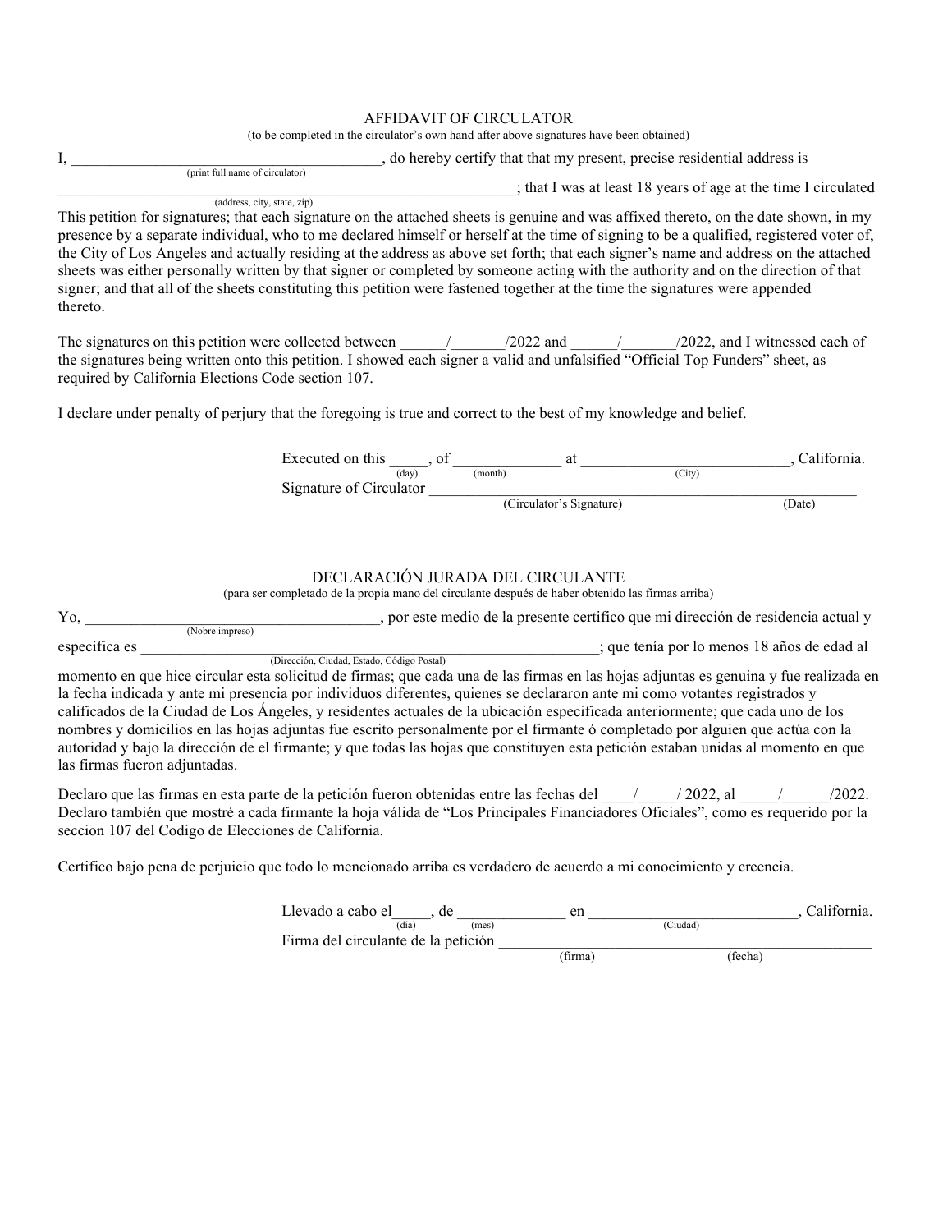## AFFIDAVIT OF CIRCULATOR

(to be completed in the circulator's own hand after above signatures have been obtained)

I, ________________________________________, do hereby certify that that my present, precise residential address is
(print full name of circulator)

______________________________________________________________; that I was at least 18 years of age at the time I circulated
(address, city, state, zip)

This petition for signatures; that each signature on the attached sheets is genuine and was affixed thereto, on the date shown, in my presence by a separate individual, who to me declared himself or herself at the time of signing to be a qualified, registered voter of, the City of Los Angeles and actually residing at the address as above set forth; that each signer's name and address on the attached sheets was either personally written by that signer or completed by someone acting with the authority and on the direction of that signer; and that all of the sheets constituting this petition were fastened together at the time the signatures were appended thereto.

The signatures on this petition were collected between ______/_______/2022 and ______/_______/2022, and I witnessed each of the signatures being written onto this petition. I showed each signer a valid and unfalsified "Official Top Funders" sheet, as required by California Elections Code section 107.

I declare under penalty of perjury that the foregoing is true and correct to the best of my knowledge and belief.

Executed on this _____, of _____________ at __________________________, California.
(day) (month) (City)

Signature of Circulator ______________________________________________________
(Circulator's Signature) (Date)

## DECLARACIÓN JURADA DEL CIRCULANTE

(para ser completado de la propia mano del circulante después de haber obtenido las firmas arriba)

Yo, ______________________________________, por este medio de la presente certifico que mi dirección de residencia actual y
(Nobre impreso)

específica es ____________________________________________________________; que tenía por lo menos 18 años de edad al
(Dirección, Ciudad, Estado, Código Postal)

momento en que hice circular esta solicitud de firmas; que cada una de las firmas en las hojas adjuntas es genuina y fue realizada en la fecha indicada y ante mi presencia por individuos diferentes, quienes se declararon ante mi como votantes registrados y calificados de la Ciudad de Los Ángeles, y residentes actuales de la ubicación especificada anteriormente; que cada uno de los nombres y domicilios en las hojas adjuntas fue escrito personalmente por el firmante ó completado por alguien que actúa con la autoridad y bajo la dirección de el firmante; y que todas las hojas que constituyen esta petición estaban unidas al momento en que las firmas fueron adjuntadas.

Declaro que las firmas en esta parte de la petición fueron obtenidas entre las fechas del ____/_____/ 2022, al _____/______/2022. Declaro también que mostré a cada firmante la hoja válida de "Los Principales Financiadores Oficiales", como es requerido por la seccion 107 del Codigo de Elecciones de California.

Certifico bajo pena de perjuicio que todo lo mencionado arriba es verdadero de acuerdo a mi conocimiento y creencia.

Llevado a cabo el_____, de _____________ en __________________________, California.
(día) (mes) (Ciudad)

Firma del circulante de la petición ________________________________________________
(firma) (fecha)